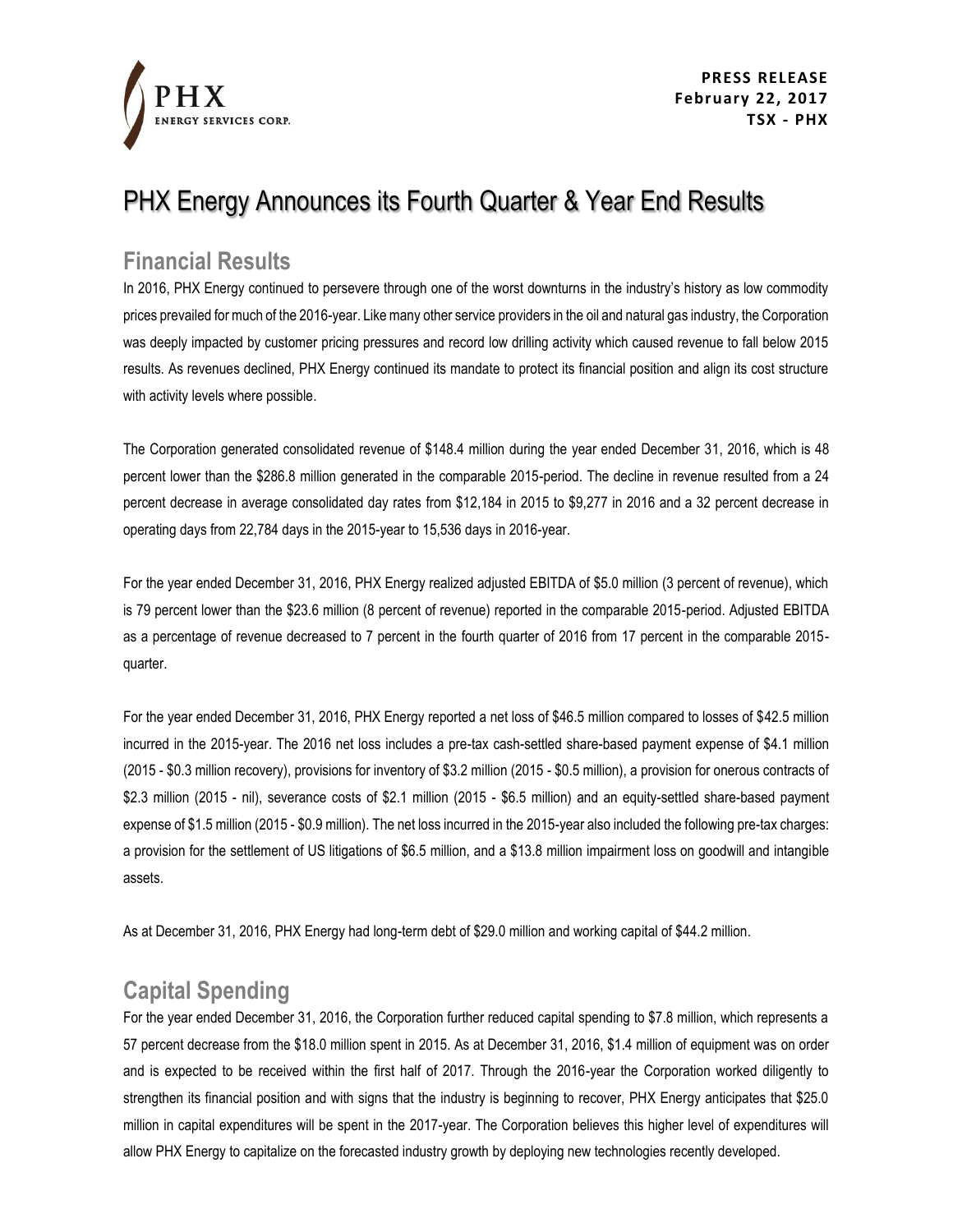PHX ENERGY SERVICES CORP.

**PRESS RELEASE**
**February 22, 2017**
**TSX - PHX**

# PHX Energy Announces its Fourth Quarter & Year End Results

## Financial Results

In 2016, PHX Energy continued to persevere through one of the worst downturns in the industry's history as low commodity prices prevailed for much of the 2016-year. Like many other service providers in the oil and natural gas industry, the Corporation was deeply impacted by customer pricing pressures and record low drilling activity which caused revenue to fall below 2015 results. As revenues declined, PHX Energy continued its mandate to protect its financial position and align its cost structure with activity levels where possible.

The Corporation generated consolidated revenue of $148.4 million during the year ended December 31, 2016, which is 48 percent lower than the $286.8 million generated in the comparable 2015-period. The decline in revenue resulted from a 24 percent decrease in average consolidated day rates from $12,184 in 2015 to $9,277 in 2016 and a 32 percent decrease in operating days from 22,784 days in the 2015-year to 15,536 days in 2016-year.

For the year ended December 31, 2016, PHX Energy realized adjusted EBITDA of $5.0 million (3 percent of revenue), which is 79 percent lower than the $23.6 million (8 percent of revenue) reported in the comparable 2015-period. Adjusted EBITDA as a percentage of revenue decreased to 7 percent in the fourth quarter of 2016 from 17 percent in the comparable 2015-quarter.

For the year ended December 31, 2016, PHX Energy reported a net loss of $46.5 million compared to losses of $42.5 million incurred in the 2015-year. The 2016 net loss includes a pre-tax cash-settled share-based payment expense of $4.1 million (2015 - $0.3 million recovery), provisions for inventory of $3.2 million (2015 - $0.5 million), a provision for onerous contracts of $2.3 million (2015 - nil), severance costs of $2.1 million (2015 - $6.5 million) and an equity-settled share-based payment expense of $1.5 million (2015 - $0.9 million). The net loss incurred in the 2015-year also included the following pre-tax charges: a provision for the settlement of US litigations of $6.5 million, and a $13.8 million impairment loss on goodwill and intangible assets.

As at December 31, 2016, PHX Energy had long-term debt of $29.0 million and working capital of $44.2 million.

## Capital Spending

For the year ended December 31, 2016, the Corporation further reduced capital spending to $7.8 million, which represents a 57 percent decrease from the $18.0 million spent in 2015. As at December 31, 2016, $1.4 million of equipment was on order and is expected to be received within the first half of 2017. Through the 2016-year the Corporation worked diligently to strengthen its financial position and with signs that the industry is beginning to recover, PHX Energy anticipates that $25.0 million in capital expenditures will be spent in the 2017-year. The Corporation believes this higher level of expenditures will allow PHX Energy to capitalize on the forecasted industry growth by deploying new technologies recently developed.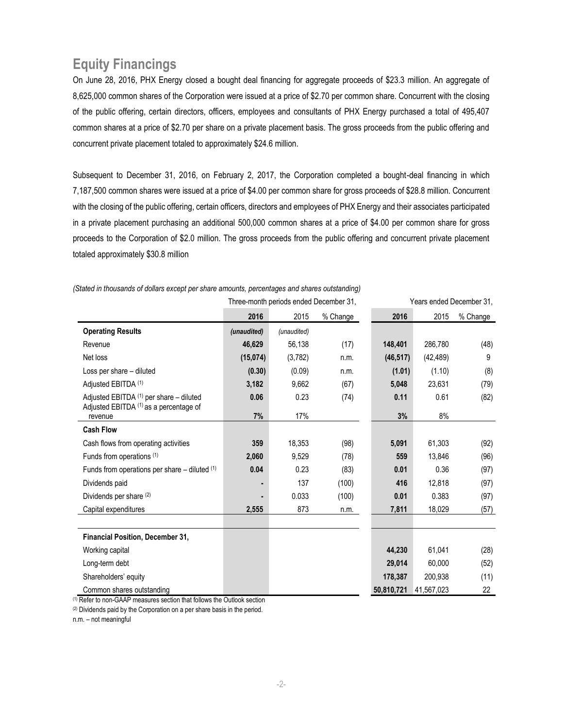## Equity Financings

On June 28, 2016, PHX Energy closed a bought deal financing for aggregate proceeds of $23.3 million. An aggregate of 8,625,000 common shares of the Corporation were issued at a price of $2.70 per common share. Concurrent with the closing of the public offering, certain directors, officers, employees and consultants of PHX Energy purchased a total of 495,407 common shares at a price of $2.70 per share on a private placement basis. The gross proceeds from the public offering and concurrent private placement totaled to approximately $24.6 million.

Subsequent to December 31, 2016, on February 2, 2017, the Corporation completed a bought-deal financing in which 7,187,500 common shares were issued at a price of $4.00 per common share for gross proceeds of $28.8 million. Concurrent with the closing of the public offering, certain officers, directors and employees of PHX Energy and their associates participated in a private placement purchasing an additional 500,000 common shares at a price of $4.00 per common share for gross proceeds to the Corporation of $2.0 million. The gross proceeds from the public offering and concurrent private placement totaled approximately $30.8 million

*(Stated in thousands of dollars except per share amounts, percentages and shares outstanding)*

| | Three-month periods ended December 31, | | | Years ended December 31, | | |
|---|---|---|---|---|---|---|
| | **2016** | 2015 | % Change | **2016** | 2015 | % Change |
| **Operating Results** | *(unaudited)* | *(unaudited)* | | | | |
| Revenue | **46,629** | 56,138 | (17) | **148,401** | 286,780 | (48) |
| Net loss | **(15,074)** | (3,782) | n.m. | **(46,517)** | (42,489) | 9 |
| Loss per share – diluted | **(0.30)** | (0.09) | n.m. | **(1.01)** | (1.10) | (8) |
| Adjusted EBITDA [(1)] | **3,182** | 9,662 | (67) | **5,048** | 23,631 | (79) |
| Adjusted EBITDA [(1)] per share – diluted | **0.06** | 0.23 | (74) | **0.11** | 0.61 | (82) |
| Adjusted EBITDA [(1)] as a percentage of revenue | **7%** | 17% | | **3%** | 8% | |
| **Cash Flow** | | | | | | |
| Cash flows from operating activities | **359** | 18,353 | (98) | **5,091** | 61,303 | (92) |
| Funds from operations [(1)] | **2,060** | 9,529 | (78) | **559** | 13,846 | (96) |
| Funds from operations per share – diluted [(1)] | **0.04** | 0.23 | (83) | **0.01** | 0.36 | (97) |
| Dividends paid | **-** | 137 | (100) | **416** | 12,818 | (97) |
| Dividends per share [(2)] | **-** | 0.033 | (100) | **0.01** | 0.383 | (97) |
| Capital expenditures | **2,555** | 873 | n.m. | **7,811** | 18,029 | (57) |
| **Financial Position, December 31,** | | | | | | |
| Working capital | | | | **44,230** | 61,041 | (28) |
| Long-term debt | | | | **29,014** | 60,000 | (52) |
| Shareholders' equity | | | | **178,387** | 200,938 | (11) |
| Common shares outstanding | | | | **50,810,721** | 41,567,023 | 22 |

(1) Refer to non-GAAP measures section that follows the Outlook section

(2) Dividends paid by the Corporation on a per share basis in the period.

n.m. – not meaningful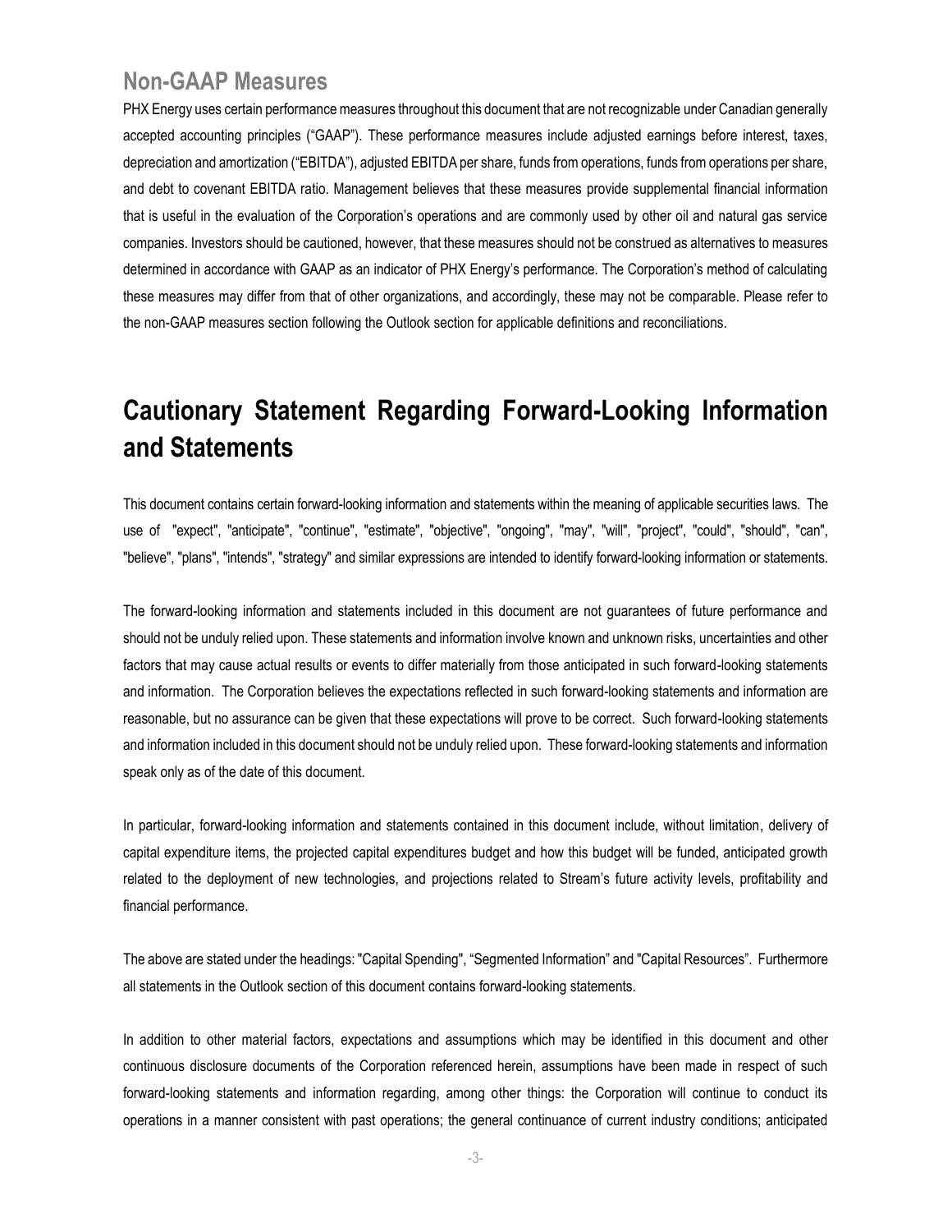## Non-GAAP Measures

PHX Energy uses certain performance measures throughout this document that are not recognizable under Canadian generally accepted accounting principles ("GAAP"). These performance measures include adjusted earnings before interest, taxes, depreciation and amortization ("EBITDA"), adjusted EBITDA per share, funds from operations, funds from operations per share, and debt to covenant EBITDA ratio. Management believes that these measures provide supplemental financial information that is useful in the evaluation of the Corporation's operations and are commonly used by other oil and natural gas service companies. Investors should be cautioned, however, that these measures should not be construed as alternatives to measures determined in accordance with GAAP as an indicator of PHX Energy's performance. The Corporation's method of calculating these measures may differ from that of other organizations, and accordingly, these may not be comparable. Please refer to the non-GAAP measures section following the Outlook section for applicable definitions and reconciliations.

# Cautionary Statement Regarding Forward-Looking Information and Statements

This document contains certain forward-looking information and statements within the meaning of applicable securities laws. The use of "expect", "anticipate", "continue", "estimate", "objective", "ongoing", "may", "will", "project", "could", "should", "can", "believe", "plans", "intends", "strategy" and similar expressions are intended to identify forward-looking information or statements.

The forward-looking information and statements included in this document are not guarantees of future performance and should not be unduly relied upon. These statements and information involve known and unknown risks, uncertainties and other factors that may cause actual results or events to differ materially from those anticipated in such forward-looking statements and information. The Corporation believes the expectations reflected in such forward-looking statements and information are reasonable, but no assurance can be given that these expectations will prove to be correct. Such forward-looking statements and information included in this document should not be unduly relied upon. These forward-looking statements and information speak only as of the date of this document.

In particular, forward-looking information and statements contained in this document include, without limitation, delivery of capital expenditure items, the projected capital expenditures budget and how this budget will be funded, anticipated growth related to the deployment of new technologies, and projections related to Stream's future activity levels, profitability and financial performance.

The above are stated under the headings: "Capital Spending", "Segmented Information" and "Capital Resources". Furthermore all statements in the Outlook section of this document contains forward-looking statements.

In addition to other material factors, expectations and assumptions which may be identified in this document and other continuous disclosure documents of the Corporation referenced herein, assumptions have been made in respect of such forward-looking statements and information regarding, among other things: the Corporation will continue to conduct its operations in a manner consistent with past operations; the general continuance of current industry conditions; anticipated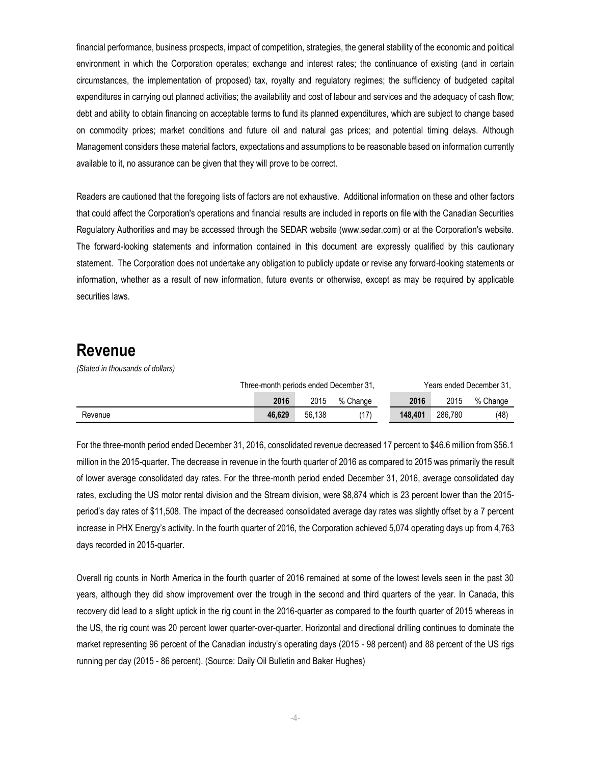financial performance, business prospects, impact of competition, strategies, the general stability of the economic and political environment in which the Corporation operates; exchange and interest rates; the continuance of existing (and in certain circumstances, the implementation of proposed) tax, royalty and regulatory regimes; the sufficiency of budgeted capital expenditures in carrying out planned activities; the availability and cost of labour and services and the adequacy of cash flow; debt and ability to obtain financing on acceptable terms to fund its planned expenditures, which are subject to change based on commodity prices; market conditions and future oil and natural gas prices; and potential timing delays. Although Management considers these material factors, expectations and assumptions to be reasonable based on information currently available to it, no assurance can be given that they will prove to be correct.

Readers are cautioned that the foregoing lists of factors are not exhaustive. Additional information on these and other factors that could affect the Corporation's operations and financial results are included in reports on file with the Canadian Securities Regulatory Authorities and may be accessed through the SEDAR website (www.sedar.com) or at the Corporation's website. The forward-looking statements and information contained in this document are expressly qualified by this cautionary statement. The Corporation does not undertake any obligation to publicly update or revise any forward-looking statements or information, whether as a result of new information, future events or otherwise, except as may be required by applicable securities laws.

# Revenue

*(Stated in thousands of dollars)*

| | Three-month periods ended December 31, | | | Years ended December 31, | | |
|---|---|---|---|---|---|---|
| | **2016** | 2015 | % Change | **2016** | 2015 | % Change |
| Revenue | **46,629** | 56,138 | (17) | **148,401** | 286,780 | (48) |

For the three-month period ended December 31, 2016, consolidated revenue decreased 17 percent to $46.6 million from $56.1 million in the 2015-quarter. The decrease in revenue in the fourth quarter of 2016 as compared to 2015 was primarily the result of lower average consolidated day rates. For the three-month period ended December 31, 2016, average consolidated day rates, excluding the US motor rental division and the Stream division, were $8,874 which is 23 percent lower than the 2015-period's day rates of $11,508. The impact of the decreased consolidated average day rates was slightly offset by a 7 percent increase in PHX Energy's activity. In the fourth quarter of 2016, the Corporation achieved 5,074 operating days up from 4,763 days recorded in 2015-quarter.

Overall rig counts in North America in the fourth quarter of 2016 remained at some of the lowest levels seen in the past 30 years, although they did show improvement over the trough in the second and third quarters of the year. In Canada, this recovery did lead to a slight uptick in the rig count in the 2016-quarter as compared to the fourth quarter of 2015 whereas in the US, the rig count was 20 percent lower quarter-over-quarter. Horizontal and directional drilling continues to dominate the market representing 96 percent of the Canadian industry's operating days (2015 - 98 percent) and 88 percent of the US rigs running per day (2015 - 86 percent). (Source: Daily Oil Bulletin and Baker Hughes)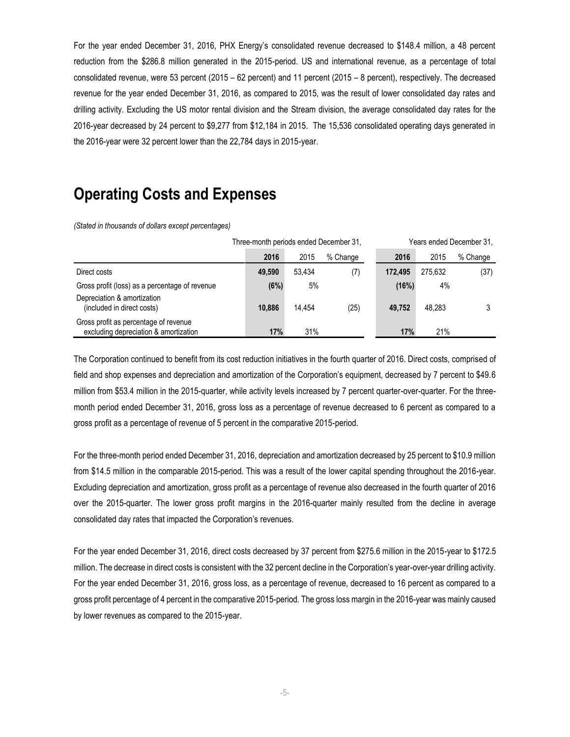For the year ended December 31, 2016, PHX Energy's consolidated revenue decreased to $148.4 million, a 48 percent reduction from the $286.8 million generated in the 2015-period. US and international revenue, as a percentage of total consolidated revenue, were 53 percent (2015 – 62 percent) and 11 percent (2015 – 8 percent), respectively. The decreased revenue for the year ended December 31, 2016, as compared to 2015, was the result of lower consolidated day rates and drilling activity. Excluding the US motor rental division and the Stream division, the average consolidated day rates for the 2016-year decreased by 24 percent to $9,277 from $12,184 in 2015. The 15,536 consolidated operating days generated in the 2016-year were 32 percent lower than the 22,784 days in 2015-year.

## Operating Costs and Expenses

*(Stated in thousands of dollars except percentages)*

| | Three-month periods ended December 31, | | | Years ended December 31, | | |
|---|---|---|---|---|---|---|
| | **2016** | 2015 | % Change | **2016** | 2015 | % Change |
| Direct costs | **49,590** | 53,434 | (7) | **172,495** | 275,632 | (37) |
| Gross profit (loss) as a percentage of revenue | **(6%)** | 5% | | **(16%)** | 4% | |
| Depreciation & amortization (included in direct costs) | **10,886** | 14,454 | (25) | **49,752** | 48,283 | 3 |
| Gross profit as percentage of revenue excluding depreciation & amortization | **17%** | 31% | | **17%** | 21% | |

The Corporation continued to benefit from its cost reduction initiatives in the fourth quarter of 2016. Direct costs, comprised of field and shop expenses and depreciation and amortization of the Corporation's equipment, decreased by 7 percent to $49.6 million from $53.4 million in the 2015-quarter, while activity levels increased by 7 percent quarter-over-quarter. For the three-month period ended December 31, 2016, gross loss as a percentage of revenue decreased to 6 percent as compared to a gross profit as a percentage of revenue of 5 percent in the comparative 2015-period.

For the three-month period ended December 31, 2016, depreciation and amortization decreased by 25 percent to $10.9 million from $14.5 million in the comparable 2015-period. This was a result of the lower capital spending throughout the 2016-year. Excluding depreciation and amortization, gross profit as a percentage of revenue also decreased in the fourth quarter of 2016 over the 2015-quarter. The lower gross profit margins in the 2016-quarter mainly resulted from the decline in average consolidated day rates that impacted the Corporation's revenues.

For the year ended December 31, 2016, direct costs decreased by 37 percent from $275.6 million in the 2015-year to $172.5 million. The decrease in direct costs is consistent with the 32 percent decline in the Corporation's year-over-year drilling activity. For the year ended December 31, 2016, gross loss, as a percentage of revenue, decreased to 16 percent as compared to a gross profit percentage of 4 percent in the comparative 2015-period. The gross loss margin in the 2016-year was mainly caused by lower revenues as compared to the 2015-year.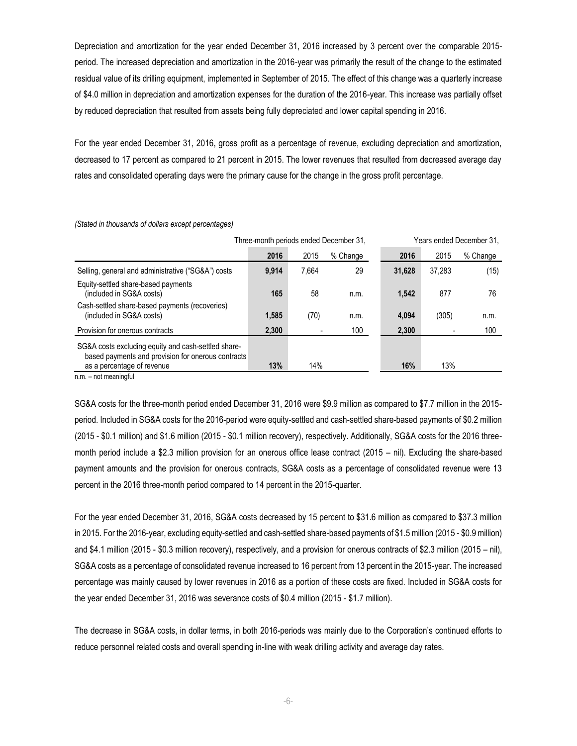Depreciation and amortization for the year ended December 31, 2016 increased by 3 percent over the comparable 2015-period. The increased depreciation and amortization in the 2016-year was primarily the result of the change to the estimated residual value of its drilling equipment, implemented in September of 2015. The effect of this change was a quarterly increase of $4.0 million in depreciation and amortization expenses for the duration of the 2016-year. This increase was partially offset by reduced depreciation that resulted from assets being fully depreciated and lower capital spending in 2016.

For the year ended December 31, 2016, gross profit as a percentage of revenue, excluding depreciation and amortization, decreased to 17 percent as compared to 21 percent in 2015. The lower revenues that resulted from decreased average day rates and consolidated operating days were the primary cause for the change in the gross profit percentage.

*(Stated in thousands of dollars except percentages)*

| | Three-month periods ended December 31, | | | Years ended December 31, | | |
|---|---|---|---|---|---|---|
| | **2016** | 2015 | % Change | **2016** | 2015 | % Change |
| Selling, general and administrative ("SG&A") costs | **9,914** | 7,664 | 29 | **31,628** | 37,283 | (15) |
| Equity-settled share-based payments (included in SG&A costs) | **165** | 58 | n.m. | **1,542** | 877 | 76 |
| Cash-settled share-based payments (recoveries) (included in SG&A costs) | **1,585** | (70) | n.m. | **4,094** | (305) | n.m. |
| Provision for onerous contracts | **2,300** | - | 100 | **2,300** | - | 100 |
| SG&A costs excluding equity and cash-settled share-based payments and provision for onerous contracts as a percentage of revenue | **13%** | 14% | | **16%** | 13% | |

n.m. – not meaningful

SG&A costs for the three-month period ended December 31, 2016 were $9.9 million as compared to $7.7 million in the 2015-period. Included in SG&A costs for the 2016-period were equity-settled and cash-settled share-based payments of $0.2 million (2015 - $0.1 million) and $1.6 million (2015 - $0.1 million recovery), respectively. Additionally, SG&A costs for the 2016 three-month period include a $2.3 million provision for an onerous office lease contract (2015 – nil). Excluding the share-based payment amounts and the provision for onerous contracts, SG&A costs as a percentage of consolidated revenue were 13 percent in the 2016 three-month period compared to 14 percent in the 2015-quarter.

For the year ended December 31, 2016, SG&A costs decreased by 15 percent to $31.6 million as compared to $37.3 million in 2015. For the 2016-year, excluding equity-settled and cash-settled share-based payments of $1.5 million (2015 - $0.9 million) and $4.1 million (2015 - $0.3 million recovery), respectively, and a provision for onerous contracts of $2.3 million (2015 – nil), SG&A costs as a percentage of consolidated revenue increased to 16 percent from 13 percent in the 2015-year. The increased percentage was mainly caused by lower revenues in 2016 as a portion of these costs are fixed. Included in SG&A costs for the year ended December 31, 2016 was severance costs of $0.4 million (2015 - $1.7 million).

The decrease in SG&A costs, in dollar terms, in both 2016-periods was mainly due to the Corporation's continued efforts to reduce personnel related costs and overall spending in-line with weak drilling activity and average day rates.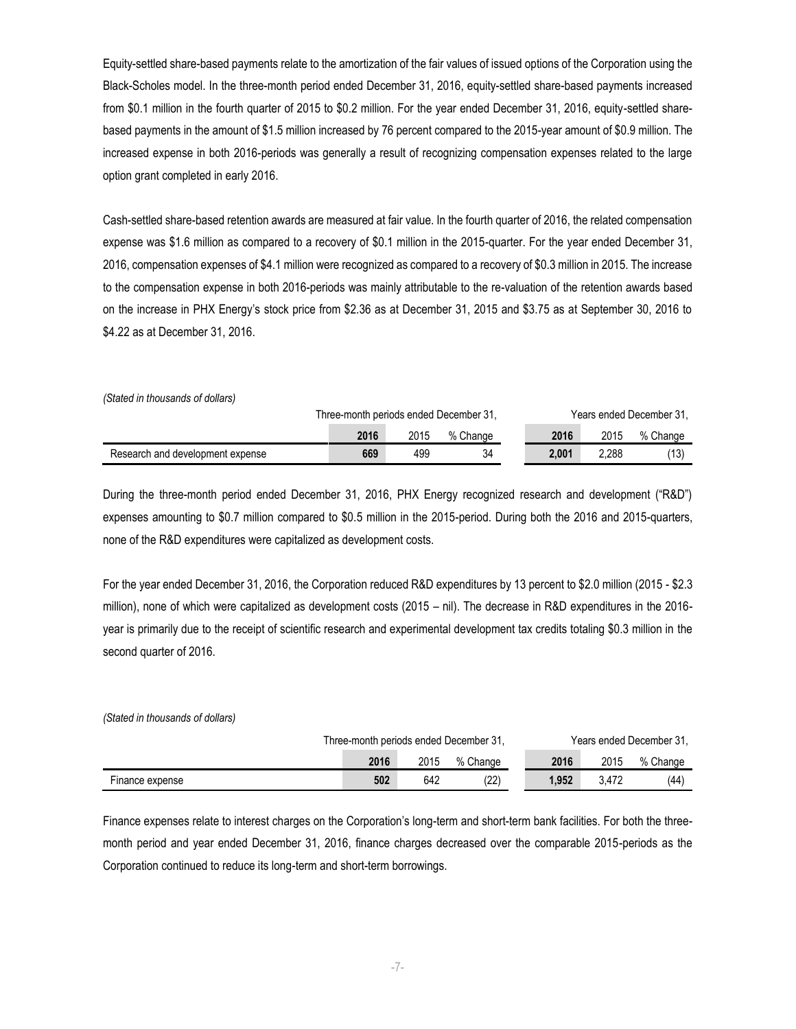Equity-settled share-based payments relate to the amortization of the fair values of issued options of the Corporation using the Black-Scholes model. In the three-month period ended December 31, 2016, equity-settled share-based payments increased from $0.1 million in the fourth quarter of 2015 to $0.2 million. For the year ended December 31, 2016, equity-settled share-based payments in the amount of $1.5 million increased by 76 percent compared to the 2015-year amount of $0.9 million. The increased expense in both 2016-periods was generally a result of recognizing compensation expenses related to the large option grant completed in early 2016.

Cash-settled share-based retention awards are measured at fair value. In the fourth quarter of 2016, the related compensation expense was $1.6 million as compared to a recovery of $0.1 million in the 2015-quarter. For the year ended December 31, 2016, compensation expenses of $4.1 million were recognized as compared to a recovery of $0.3 million in 2015. The increase to the compensation expense in both 2016-periods was mainly attributable to the re-valuation of the retention awards based on the increase in PHX Energy's stock price from $2.36 as at December 31, 2015 and $3.75 as at September 30, 2016 to $4.22 as at December 31, 2016.

*(Stated in thousands of dollars)*

| | Three-month periods ended December 31, | | | Years ended December 31, | | |
|---|---|---|---|---|---|---|
| | **2016** | 2015 | % Change | **2016** | 2015 | % Change |
| Research and development expense | **669** | 499 | 34 | **2,001** | 2,288 | (13) |

During the three-month period ended December 31, 2016, PHX Energy recognized research and development ("R&D") expenses amounting to $0.7 million compared to $0.5 million in the 2015-period. During both the 2016 and 2015-quarters, none of the R&D expenditures were capitalized as development costs.

For the year ended December 31, 2016, the Corporation reduced R&D expenditures by 13 percent to $2.0 million (2015 - $2.3 million), none of which were capitalized as development costs (2015 – nil). The decrease in R&D expenditures in the 2016-year is primarily due to the receipt of scientific research and experimental development tax credits totaling $0.3 million in the second quarter of 2016.

*(Stated in thousands of dollars)*

| | Three-month periods ended December 31, | | | Years ended December 31, | | |
|---|---|---|---|---|---|---|
| | **2016** | 2015 | % Change | **2016** | 2015 | % Change |
| Finance expense | **502** | 642 | (22) | **1,952** | 3,472 | (44) |

Finance expenses relate to interest charges on the Corporation's long-term and short-term bank facilities. For both the three-month period and year ended December 31, 2016, finance charges decreased over the comparable 2015-periods as the Corporation continued to reduce its long-term and short-term borrowings.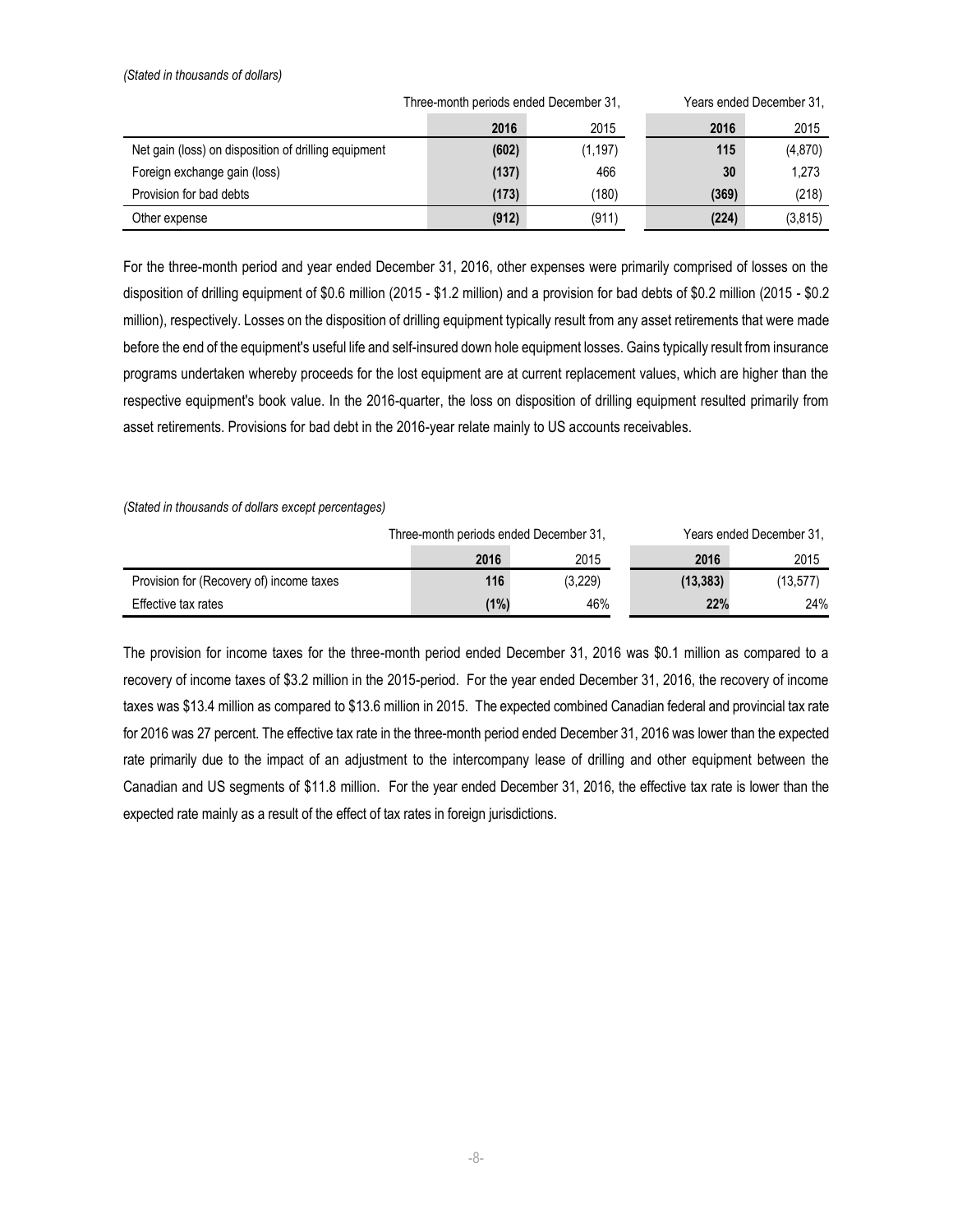*(Stated in thousands of dollars)*

| | Three-month periods ended December 31, | | Years ended December 31, | |
|---|---|---|---|---|
| | **2016** | 2015 | **2016** | 2015 |
| Net gain (loss) on disposition of drilling equipment | **(602)** | (1,197) | **115** | (4,870) |
| Foreign exchange gain (loss) | **(137)** | 466 | **30** | 1,273 |
| Provision for bad debts | **(173)** | (180) | **(369)** | (218) |
| Other expense | **(912)** | (911) | **(224)** | (3,815) |

For the three-month period and year ended December 31, 2016, other expenses were primarily comprised of losses on the disposition of drilling equipment of $0.6 million (2015 - $1.2 million) and a provision for bad debts of $0.2 million (2015 - $0.2 million), respectively. Losses on the disposition of drilling equipment typically result from any asset retirements that were made before the end of the equipment's useful life and self-insured down hole equipment losses. Gains typically result from insurance programs undertaken whereby proceeds for the lost equipment are at current replacement values, which are higher than the respective equipment's book value. In the 2016-quarter, the loss on disposition of drilling equipment resulted primarily from asset retirements. Provisions for bad debt in the 2016-year relate mainly to US accounts receivables.

*(Stated in thousands of dollars except percentages)*

| | Three-month periods ended December 31, | | Years ended December 31, | |
|---|---|---|---|---|
| | **2016** | 2015 | **2016** | 2015 |
| Provision for (Recovery of) income taxes | **116** | (3,229) | **(13,383)** | (13,577) |
| Effective tax rates | **(1%)** | 46% | **22%** | 24% |

The provision for income taxes for the three-month period ended December 31, 2016 was $0.1 million as compared to a recovery of income taxes of $3.2 million in the 2015-period. For the year ended December 31, 2016, the recovery of income taxes was $13.4 million as compared to $13.6 million in 2015. The expected combined Canadian federal and provincial tax rate for 2016 was 27 percent. The effective tax rate in the three-month period ended December 31, 2016 was lower than the expected rate primarily due to the impact of an adjustment to the intercompany lease of drilling and other equipment between the Canadian and US segments of $11.8 million. For the year ended December 31, 2016, the effective tax rate is lower than the expected rate mainly as a result of the effect of tax rates in foreign jurisdictions.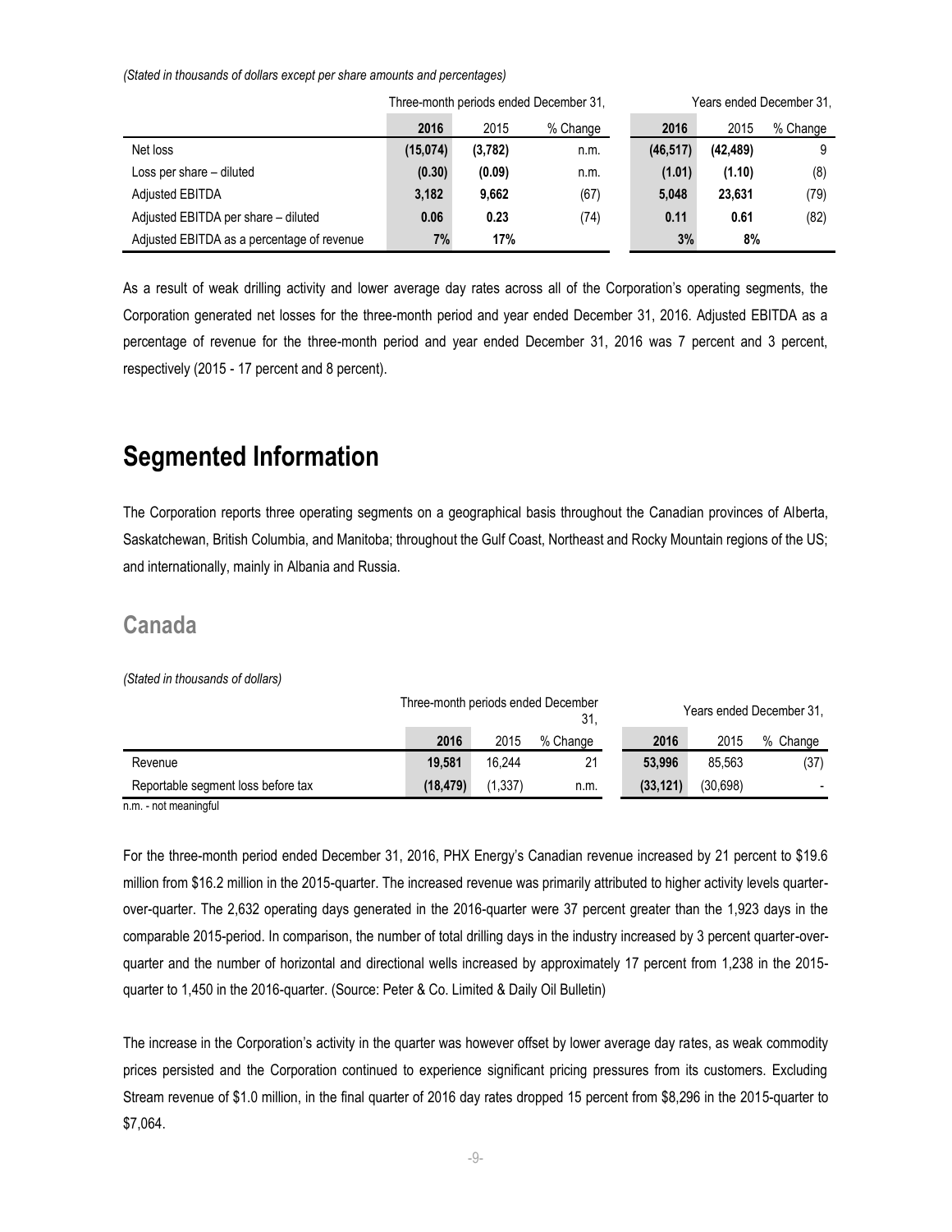*(Stated in thousands of dollars except per share amounts and percentages)*

| | Three-month periods ended December 31, | | | Years ended December 31, | | |
|---|---|---|---|---|---|---|
| | **2016** | 2015 | % Change | **2016** | 2015 | % Change |
| Net loss | **(15,074)** | **(3,782)** | n.m. | **(46,517)** | **(42,489)** | 9 |
| Loss per share – diluted | **(0.30)** | **(0.09)** | n.m. | **(1.01)** | **(1.10)** | (8) |
| Adjusted EBITDA | **3,182** | **9,662** | (67) | **5,048** | **23,631** | (79) |
| Adjusted EBITDA per share – diluted | **0.06** | **0.23** | (74) | **0.11** | **0.61** | (82) |
| Adjusted EBITDA as a percentage of revenue | **7%** | **17%** | | **3%** | **8%** | |

As a result of weak drilling activity and lower average day rates across all of the Corporation's operating segments, the Corporation generated net losses for the three-month period and year ended December 31, 2016. Adjusted EBITDA as a percentage of revenue for the three-month period and year ended December 31, 2016 was 7 percent and 3 percent, respectively (2015 - 17 percent and 8 percent).

# Segmented Information

The Corporation reports three operating segments on a geographical basis throughout the Canadian provinces of Alberta, Saskatchewan, British Columbia, and Manitoba; throughout the Gulf Coast, Northeast and Rocky Mountain regions of the US; and internationally, mainly in Albania and Russia.

## Canada

*(Stated in thousands of dollars)*

| | Three-month periods ended December 31, | | | Years ended December 31, | | |
|---|---|---|---|---|---|---|
| | **2016** | 2015 | % Change | **2016** | 2015 | % Change |
| Revenue | **19,581** | 16,244 | 21 | **53,996** | 85,563 | (37) |
| Reportable segment loss before tax | **(18,479)** | (1,337) | n.m. | **(33,121)** | (30,698) | - |

n.m. - not meaningful

For the three-month period ended December 31, 2016, PHX Energy's Canadian revenue increased by 21 percent to $19.6 million from $16.2 million in the 2015-quarter. The increased revenue was primarily attributed to higher activity levels quarter-over-quarter. The 2,632 operating days generated in the 2016-quarter were 37 percent greater than the 1,923 days in the comparable 2015-period. In comparison, the number of total drilling days in the industry increased by 3 percent quarter-over-quarter and the number of horizontal and directional wells increased by approximately 17 percent from 1,238 in the 2015-quarter to 1,450 in the 2016-quarter. (Source: Peter & Co. Limited & Daily Oil Bulletin)

The increase in the Corporation's activity in the quarter was however offset by lower average day rates, as weak commodity prices persisted and the Corporation continued to experience significant pricing pressures from its customers. Excluding Stream revenue of $1.0 million, in the final quarter of 2016 day rates dropped 15 percent from $8,296 in the 2015-quarter to $7,064.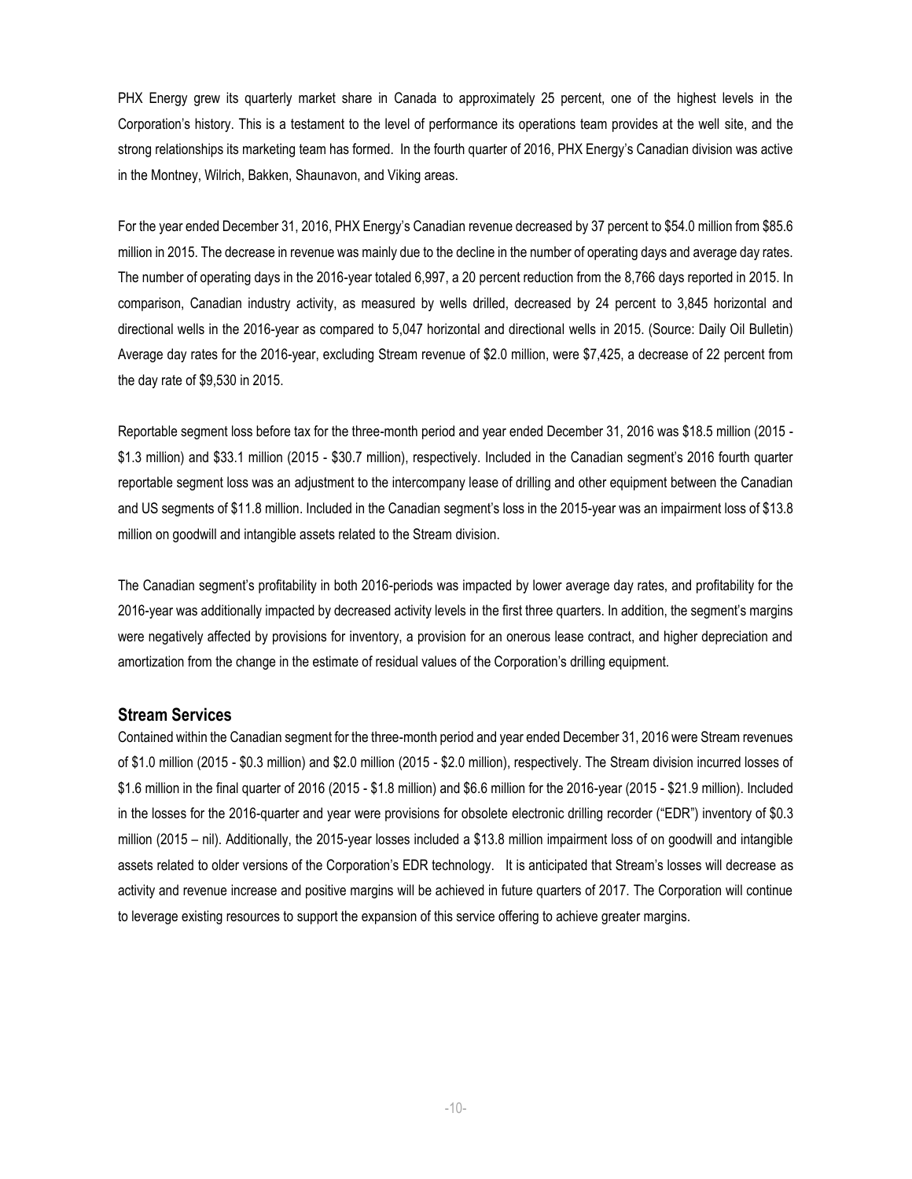PHX Energy grew its quarterly market share in Canada to approximately 25 percent, one of the highest levels in the Corporation's history. This is a testament to the level of performance its operations team provides at the well site, and the strong relationships its marketing team has formed. In the fourth quarter of 2016, PHX Energy's Canadian division was active in the Montney, Wilrich, Bakken, Shaunavon, and Viking areas.

For the year ended December 31, 2016, PHX Energy's Canadian revenue decreased by 37 percent to $54.0 million from $85.6 million in 2015. The decrease in revenue was mainly due to the decline in the number of operating days and average day rates. The number of operating days in the 2016-year totaled 6,997, a 20 percent reduction from the 8,766 days reported in 2015. In comparison, Canadian industry activity, as measured by wells drilled, decreased by 24 percent to 3,845 horizontal and directional wells in the 2016-year as compared to 5,047 horizontal and directional wells in 2015. (Source: Daily Oil Bulletin) Average day rates for the 2016-year, excluding Stream revenue of $2.0 million, were $7,425, a decrease of 22 percent from the day rate of $9,530 in 2015.

Reportable segment loss before tax for the three-month period and year ended December 31, 2016 was $18.5 million (2015 - $1.3 million) and $33.1 million (2015 - $30.7 million), respectively. Included in the Canadian segment's 2016 fourth quarter reportable segment loss was an adjustment to the intercompany lease of drilling and other equipment between the Canadian and US segments of $11.8 million. Included in the Canadian segment's loss in the 2015-year was an impairment loss of $13.8 million on goodwill and intangible assets related to the Stream division.

The Canadian segment's profitability in both 2016-periods was impacted by lower average day rates, and profitability for the 2016-year was additionally impacted by decreased activity levels in the first three quarters. In addition, the segment's margins were negatively affected by provisions for inventory, a provision for an onerous lease contract, and higher depreciation and amortization from the change in the estimate of residual values of the Corporation's drilling equipment.

## Stream Services

Contained within the Canadian segment for the three-month period and year ended December 31, 2016 were Stream revenues of $1.0 million (2015 - $0.3 million) and $2.0 million (2015 - $2.0 million), respectively. The Stream division incurred losses of $1.6 million in the final quarter of 2016 (2015 - $1.8 million) and $6.6 million for the 2016-year (2015 - $21.9 million). Included in the losses for the 2016-quarter and year were provisions for obsolete electronic drilling recorder ("EDR") inventory of $0.3 million (2015 – nil). Additionally, the 2015-year losses included a $13.8 million impairment loss of on goodwill and intangible assets related to older versions of the Corporation's EDR technology. It is anticipated that Stream's losses will decrease as activity and revenue increase and positive margins will be achieved in future quarters of 2017. The Corporation will continue to leverage existing resources to support the expansion of this service offering to achieve greater margins.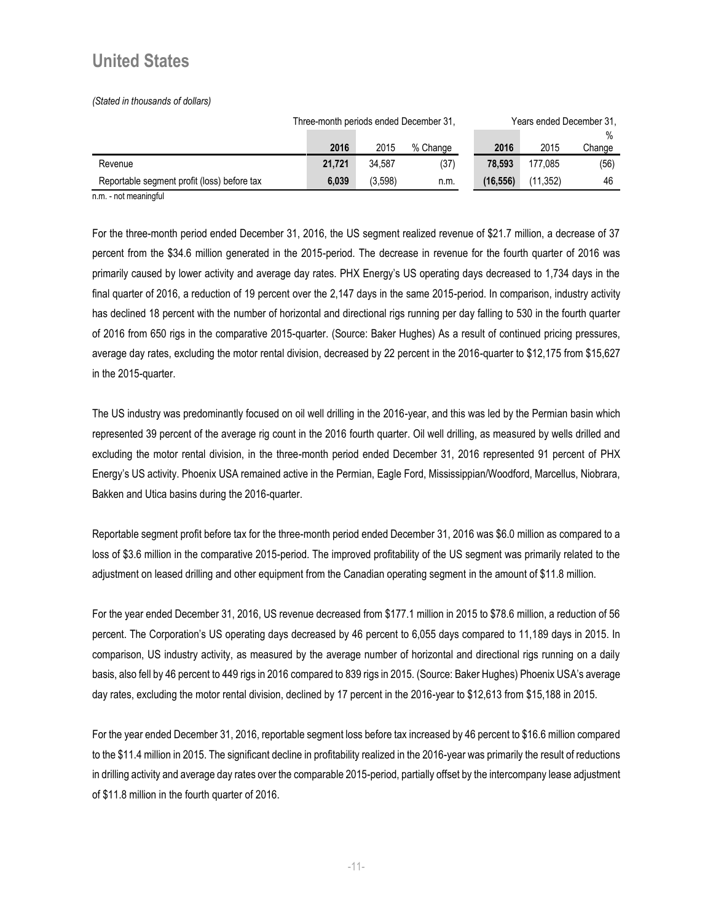## United States

*(Stated in thousands of dollars)*

| | Three-month periods ended December 31, | | | Years ended December 31, | | |
|---|---|---|---|---|---|---|
| | **2016** | 2015 | % Change | **2016** | 2015 | % Change |
| Revenue | **21,721** | 34,587 | (37) | **78,593** | 177,085 | (56) |
| Reportable segment profit (loss) before tax | **6,039** | (3,598) | n.m. | **(16,556)** | (11,352) | 46 |

n.m. - not meaningful

For the three-month period ended December 31, 2016, the US segment realized revenue of $21.7 million, a decrease of 37 percent from the $34.6 million generated in the 2015-period. The decrease in revenue for the fourth quarter of 2016 was primarily caused by lower activity and average day rates. PHX Energy's US operating days decreased to 1,734 days in the final quarter of 2016, a reduction of 19 percent over the 2,147 days in the same 2015-period. In comparison, industry activity has declined 18 percent with the number of horizontal and directional rigs running per day falling to 530 in the fourth quarter of 2016 from 650 rigs in the comparative 2015-quarter. (Source: Baker Hughes) As a result of continued pricing pressures, average day rates, excluding the motor rental division, decreased by 22 percent in the 2016-quarter to $12,175 from $15,627 in the 2015-quarter.

The US industry was predominantly focused on oil well drilling in the 2016-year, and this was led by the Permian basin which represented 39 percent of the average rig count in the 2016 fourth quarter. Oil well drilling, as measured by wells drilled and excluding the motor rental division, in the three-month period ended December 31, 2016 represented 91 percent of PHX Energy's US activity. Phoenix USA remained active in the Permian, Eagle Ford, Mississippian/Woodford, Marcellus, Niobrara, Bakken and Utica basins during the 2016-quarter.

Reportable segment profit before tax for the three-month period ended December 31, 2016 was $6.0 million as compared to a loss of $3.6 million in the comparative 2015-period. The improved profitability of the US segment was primarily related to the adjustment on leased drilling and other equipment from the Canadian operating segment in the amount of $11.8 million.

For the year ended December 31, 2016, US revenue decreased from $177.1 million in 2015 to $78.6 million, a reduction of 56 percent. The Corporation's US operating days decreased by 46 percent to 6,055 days compared to 11,189 days in 2015. In comparison, US industry activity, as measured by the average number of horizontal and directional rigs running on a daily basis, also fell by 46 percent to 449 rigs in 2016 compared to 839 rigs in 2015. (Source: Baker Hughes) Phoenix USA's average day rates, excluding the motor rental division, declined by 17 percent in the 2016-year to $12,613 from $15,188 in 2015.

For the year ended December 31, 2016, reportable segment loss before tax increased by 46 percent to $16.6 million compared to the $11.4 million in 2015. The significant decline in profitability realized in the 2016-year was primarily the result of reductions in drilling activity and average day rates over the comparable 2015-period, partially offset by the intercompany lease adjustment of $11.8 million in the fourth quarter of 2016.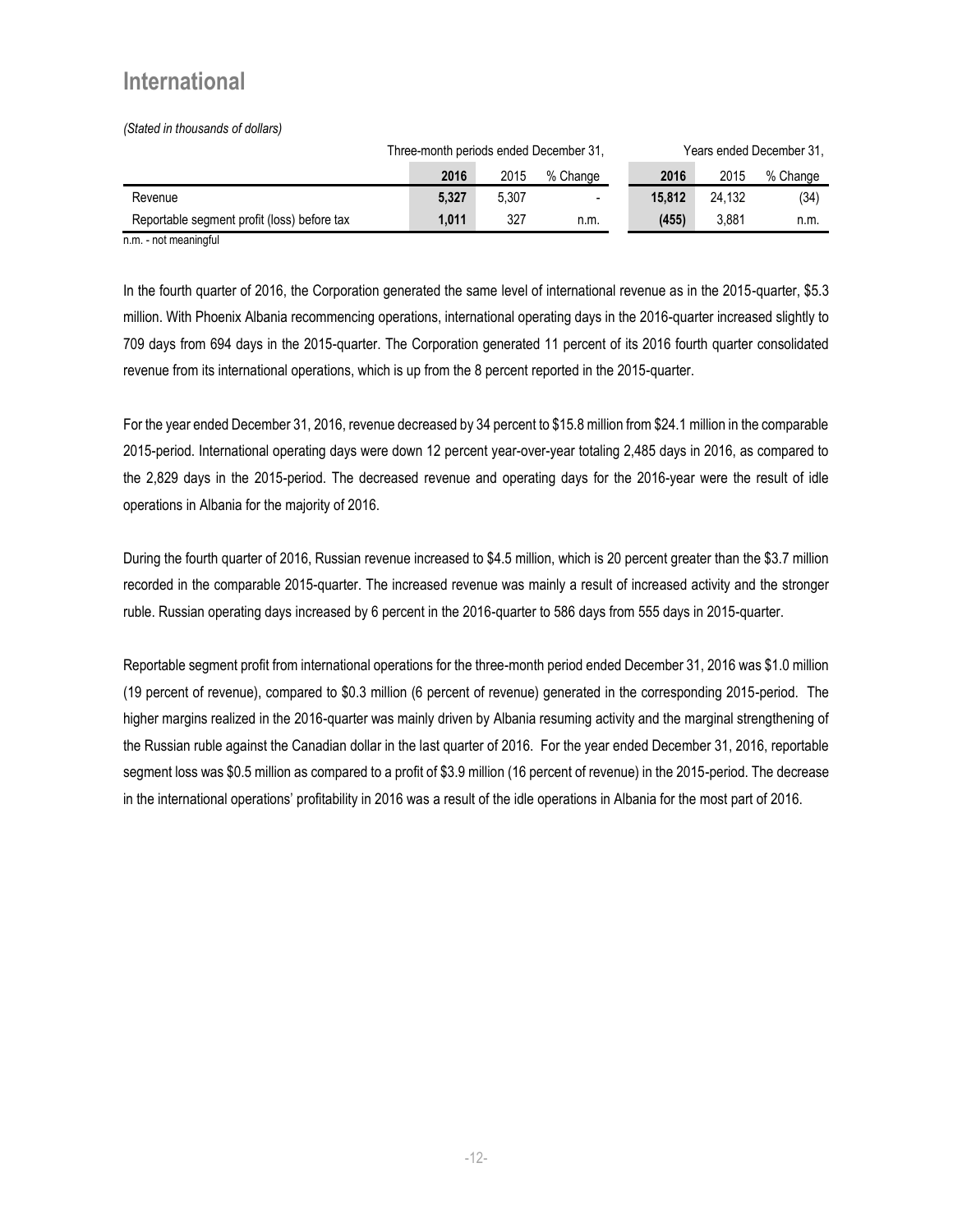## International

*(Stated in thousands of dollars)*

| | Three-month periods ended December 31, | | | Years ended December 31, | | |
|---|---|---|---|---|---|---|
| | **2016** | 2015 | % Change | **2016** | 2015 | % Change |
| Revenue | **5,327** | 5,307 | - | **15,812** | 24,132 | (34) |
| Reportable segment profit (loss) before tax | **1,011** | 327 | n.m. | **(455)** | 3,881 | n.m. |

n.m. - not meaningful

In the fourth quarter of 2016, the Corporation generated the same level of international revenue as in the 2015-quarter, $5.3 million. With Phoenix Albania recommencing operations, international operating days in the 2016-quarter increased slightly to 709 days from 694 days in the 2015-quarter. The Corporation generated 11 percent of its 2016 fourth quarter consolidated revenue from its international operations, which is up from the 8 percent reported in the 2015-quarter.

For the year ended December 31, 2016, revenue decreased by 34 percent to $15.8 million from $24.1 million in the comparable 2015-period. International operating days were down 12 percent year-over-year totaling 2,485 days in 2016, as compared to the 2,829 days in the 2015-period. The decreased revenue and operating days for the 2016-year were the result of idle operations in Albania for the majority of 2016.

During the fourth quarter of 2016, Russian revenue increased to $4.5 million, which is 20 percent greater than the $3.7 million recorded in the comparable 2015-quarter. The increased revenue was mainly a result of increased activity and the stronger ruble. Russian operating days increased by 6 percent in the 2016-quarter to 586 days from 555 days in 2015-quarter.

Reportable segment profit from international operations for the three-month period ended December 31, 2016 was $1.0 million (19 percent of revenue), compared to $0.3 million (6 percent of revenue) generated in the corresponding 2015-period. The higher margins realized in the 2016-quarter was mainly driven by Albania resuming activity and the marginal strengthening of the Russian ruble against the Canadian dollar in the last quarter of 2016. For the year ended December 31, 2016, reportable segment loss was $0.5 million as compared to a profit of $3.9 million (16 percent of revenue) in the 2015-period. The decrease in the international operations' profitability in 2016 was a result of the idle operations in Albania for the most part of 2016.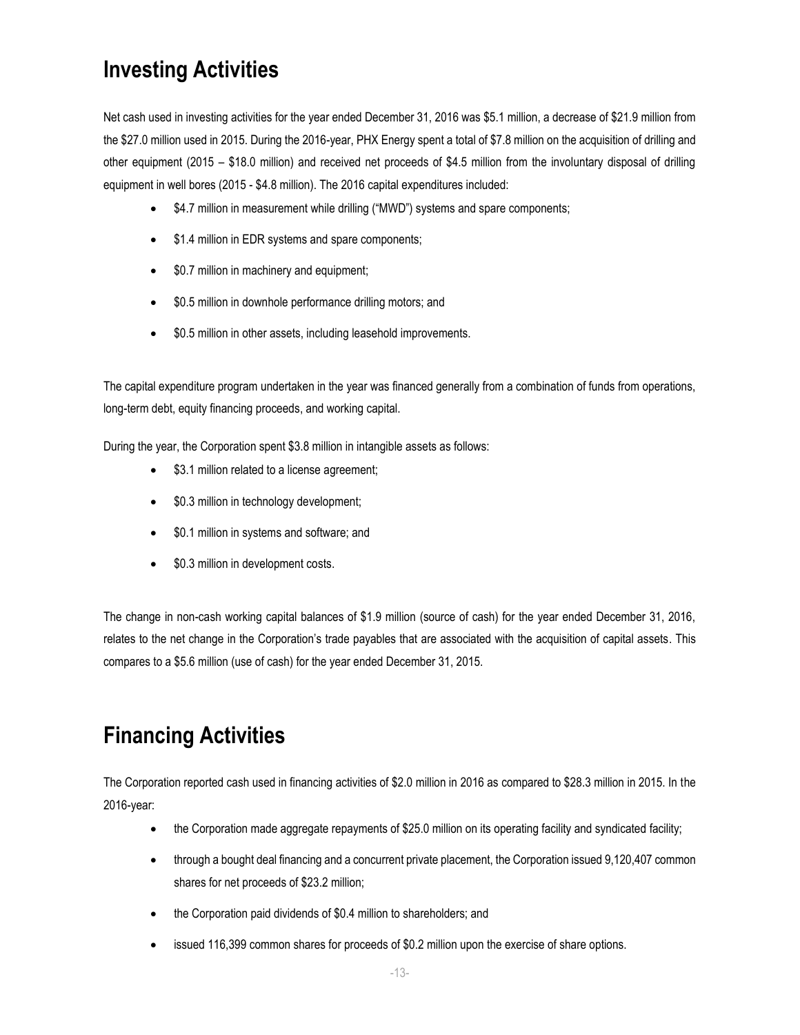## Investing Activities

Net cash used in investing activities for the year ended December 31, 2016 was $5.1 million, a decrease of $21.9 million from the $27.0 million used in 2015. During the 2016-year, PHX Energy spent a total of $7.8 million on the acquisition of drilling and other equipment (2015 – $18.0 million) and received net proceeds of $4.5 million from the involuntary disposal of drilling equipment in well bores (2015 - $4.8 million). The 2016 capital expenditures included:

- $4.7 million in measurement while drilling ("MWD") systems and spare components;
- $1.4 million in EDR systems and spare components;
- $0.7 million in machinery and equipment;
- $0.5 million in downhole performance drilling motors; and
- $0.5 million in other assets, including leasehold improvements.

The capital expenditure program undertaken in the year was financed generally from a combination of funds from operations, long-term debt, equity financing proceeds, and working capital.

During the year, the Corporation spent $3.8 million in intangible assets as follows:

- $3.1 million related to a license agreement;
- $0.3 million in technology development;
- $0.1 million in systems and software; and
- $0.3 million in development costs.

The change in non-cash working capital balances of $1.9 million (source of cash) for the year ended December 31, 2016, relates to the net change in the Corporation's trade payables that are associated with the acquisition of capital assets. This compares to a $5.6 million (use of cash) for the year ended December 31, 2015.

## Financing Activities

The Corporation reported cash used in financing activities of $2.0 million in 2016 as compared to $28.3 million in 2015. In the 2016-year:

- the Corporation made aggregate repayments of $25.0 million on its operating facility and syndicated facility;
- through a bought deal financing and a concurrent private placement, the Corporation issued 9,120,407 common shares for net proceeds of $23.2 million;
- the Corporation paid dividends of $0.4 million to shareholders; and
- issued 116,399 common shares for proceeds of $0.2 million upon the exercise of share options.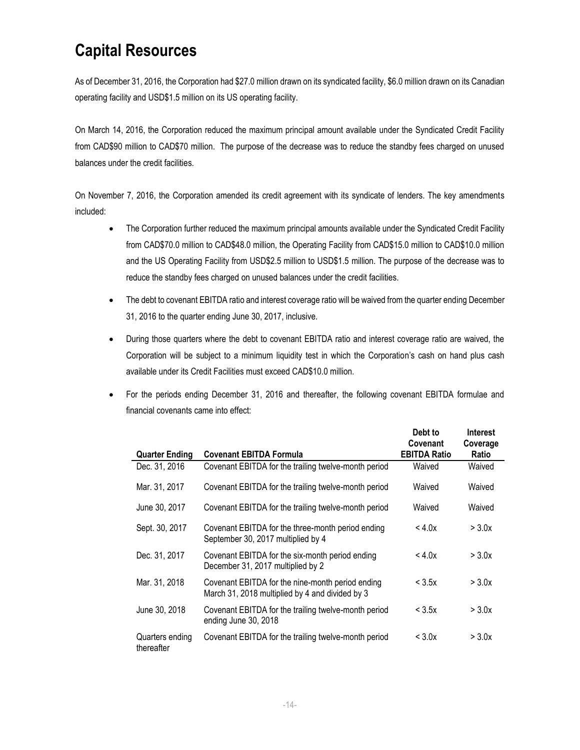# Capital Resources

As of December 31, 2016, the Corporation had $27.0 million drawn on its syndicated facility, $6.0 million drawn on its Canadian operating facility and USD$1.5 million on its US operating facility.

On March 14, 2016, the Corporation reduced the maximum principal amount available under the Syndicated Credit Facility from CAD$90 million to CAD$70 million. The purpose of the decrease was to reduce the standby fees charged on unused balances under the credit facilities.

On November 7, 2016, the Corporation amended its credit agreement with its syndicate of lenders. The key amendments included:

- The Corporation further reduced the maximum principal amounts available under the Syndicated Credit Facility from CAD$70.0 million to CAD$48.0 million, the Operating Facility from CAD$15.0 million to CAD$10.0 million and the US Operating Facility from USD$2.5 million to USD$1.5 million. The purpose of the decrease was to reduce the standby fees charged on unused balances under the credit facilities.
- The debt to covenant EBITDA ratio and interest coverage ratio will be waived from the quarter ending December 31, 2016 to the quarter ending June 30, 2017, inclusive.
- During those quarters where the debt to covenant EBITDA ratio and interest coverage ratio are waived, the Corporation will be subject to a minimum liquidity test in which the Corporation's cash on hand plus cash available under its Credit Facilities must exceed CAD$10.0 million.
- For the periods ending December 31, 2016 and thereafter, the following covenant EBITDA formulae and financial covenants came into effect:

| Quarter Ending | Covenant EBITDA Formula | Debt to Covenant EBITDA Ratio | Interest Coverage Ratio |
|---|---|---|---|
| Dec. 31, 2016 | Covenant EBITDA for the trailing twelve-month period | Waived | Waived |
| Mar. 31, 2017 | Covenant EBITDA for the trailing twelve-month period | Waived | Waived |
| June 30, 2017 | Covenant EBITDA for the trailing twelve-month period | Waived | Waived |
| Sept. 30, 2017 | Covenant EBITDA for the three-month period ending September 30, 2017 multiplied by 4 | < 4.0x | > 3.0x |
| Dec. 31, 2017 | Covenant EBITDA for the six-month period ending December 31, 2017 multiplied by 2 | < 4.0x | > 3.0x |
| Mar. 31, 2018 | Covenant EBITDA for the nine-month period ending March 31, 2018 multiplied by 4 and divided by 3 | < 3.5x | > 3.0x |
| June 30, 2018 | Covenant EBITDA for the trailing twelve-month period ending June 30, 2018 | < 3.5x | > 3.0x |
| Quarters ending thereafter | Covenant EBITDA for the trailing twelve-month period | < 3.0x | > 3.0x |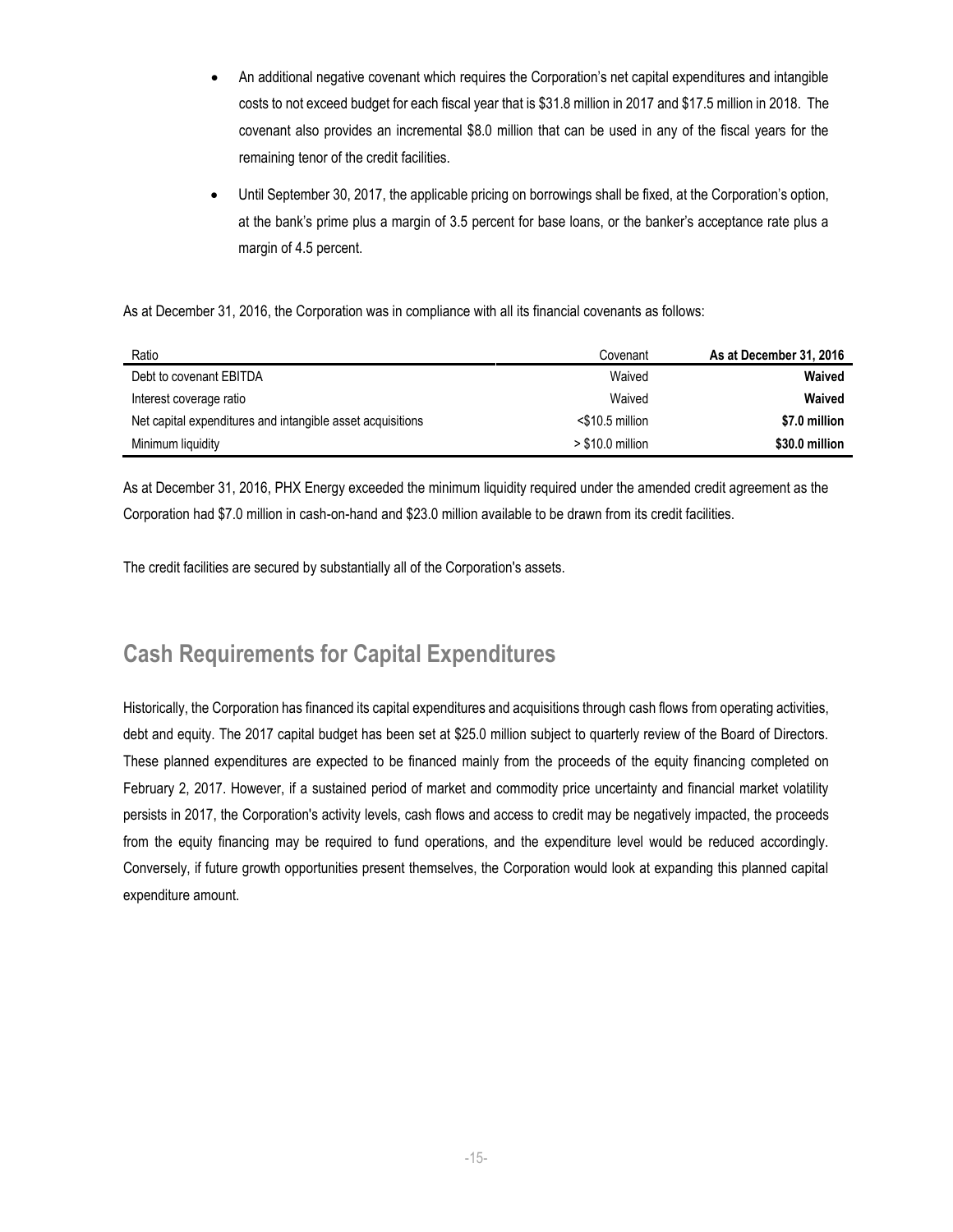- An additional negative covenant which requires the Corporation's net capital expenditures and intangible costs to not exceed budget for each fiscal year that is $31.8 million in 2017 and $17.5 million in 2018. The covenant also provides an incremental $8.0 million that can be used in any of the fiscal years for the remaining tenor of the credit facilities.
- Until September 30, 2017, the applicable pricing on borrowings shall be fixed, at the Corporation's option, at the bank's prime plus a margin of 3.5 percent for base loans, or the banker's acceptance rate plus a margin of 4.5 percent.

As at December 31, 2016, the Corporation was in compliance with all its financial covenants as follows:

| Ratio | Covenant | As at December 31, 2016 |
|---|---|---|
| Debt to covenant EBITDA | Waived | **Waived** |
| Interest coverage ratio | Waived | **Waived** |
| Net capital expenditures and intangible asset acquisitions | <$10.5 million | **$7.0 million** |
| Minimum liquidity | > $10.0 million | **$30.0 million** |

As at December 31, 2016, PHX Energy exceeded the minimum liquidity required under the amended credit agreement as the Corporation had $7.0 million in cash-on-hand and $23.0 million available to be drawn from its credit facilities.

The credit facilities are secured by substantially all of the Corporation's assets.

## Cash Requirements for Capital Expenditures

Historically, the Corporation has financed its capital expenditures and acquisitions through cash flows from operating activities, debt and equity. The 2017 capital budget has been set at $25.0 million subject to quarterly review of the Board of Directors. These planned expenditures are expected to be financed mainly from the proceeds of the equity financing completed on February 2, 2017. However, if a sustained period of market and commodity price uncertainty and financial market volatility persists in 2017, the Corporation's activity levels, cash flows and access to credit may be negatively impacted, the proceeds from the equity financing may be required to fund operations, and the expenditure level would be reduced accordingly. Conversely, if future growth opportunities present themselves, the Corporation would look at expanding this planned capital expenditure amount.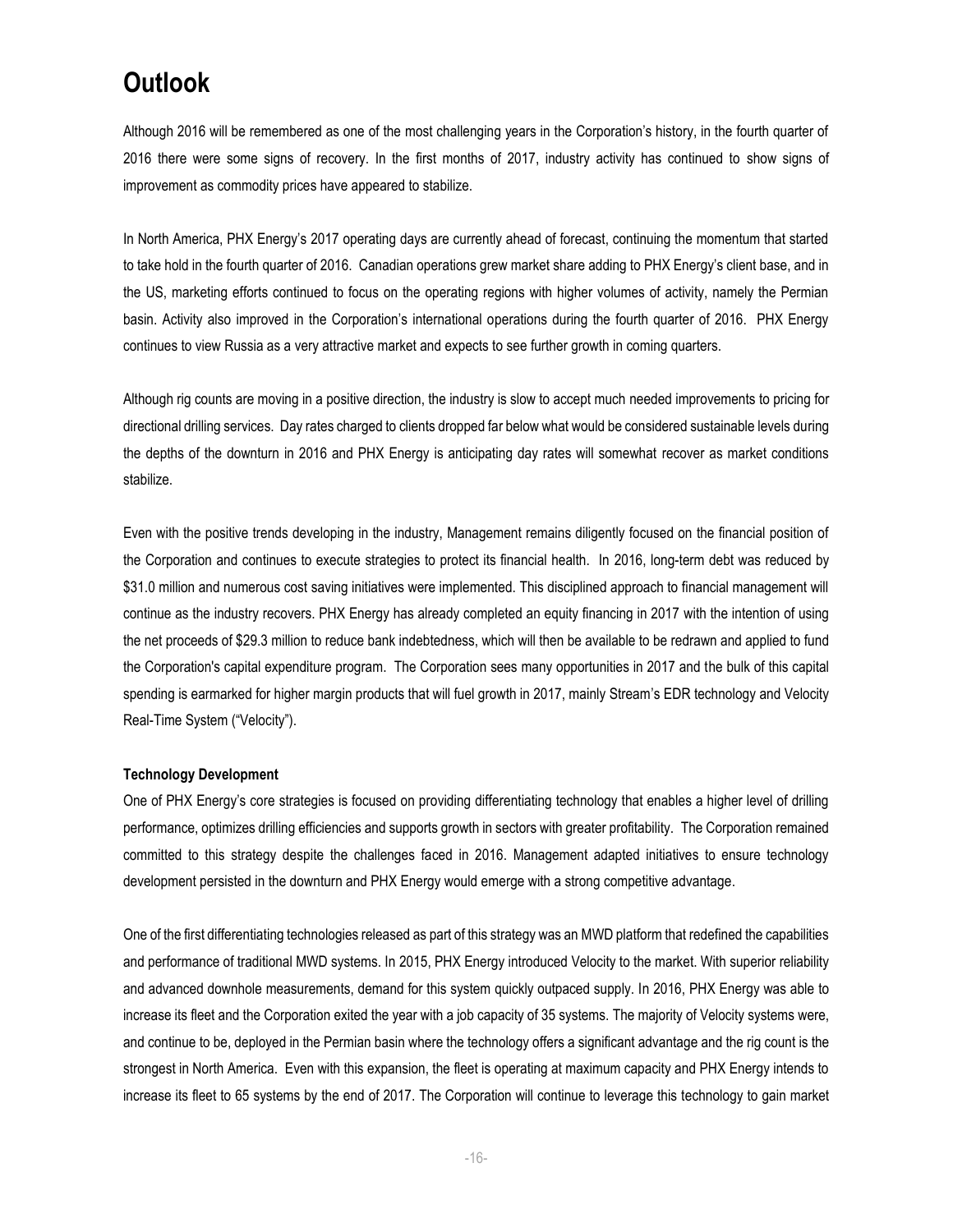# Outlook

Although 2016 will be remembered as one of the most challenging years in the Corporation's history, in the fourth quarter of 2016 there were some signs of recovery. In the first months of 2017, industry activity has continued to show signs of improvement as commodity prices have appeared to stabilize.

In North America, PHX Energy's 2017 operating days are currently ahead of forecast, continuing the momentum that started to take hold in the fourth quarter of 2016. Canadian operations grew market share adding to PHX Energy's client base, and in the US, marketing efforts continued to focus on the operating regions with higher volumes of activity, namely the Permian basin. Activity also improved in the Corporation's international operations during the fourth quarter of 2016. PHX Energy continues to view Russia as a very attractive market and expects to see further growth in coming quarters.

Although rig counts are moving in a positive direction, the industry is slow to accept much needed improvements to pricing for directional drilling services. Day rates charged to clients dropped far below what would be considered sustainable levels during the depths of the downturn in 2016 and PHX Energy is anticipating day rates will somewhat recover as market conditions stabilize.

Even with the positive trends developing in the industry, Management remains diligently focused on the financial position of the Corporation and continues to execute strategies to protect its financial health. In 2016, long-term debt was reduced by $31.0 million and numerous cost saving initiatives were implemented. This disciplined approach to financial management will continue as the industry recovers. PHX Energy has already completed an equity financing in 2017 with the intention of using the net proceeds of $29.3 million to reduce bank indebtedness, which will then be available to be redrawn and applied to fund the Corporation's capital expenditure program. The Corporation sees many opportunities in 2017 and the bulk of this capital spending is earmarked for higher margin products that will fuel growth in 2017, mainly Stream's EDR technology and Velocity Real-Time System ("Velocity").

**Technology Development**

One of PHX Energy's core strategies is focused on providing differentiating technology that enables a higher level of drilling performance, optimizes drilling efficiencies and supports growth in sectors with greater profitability. The Corporation remained committed to this strategy despite the challenges faced in 2016. Management adapted initiatives to ensure technology development persisted in the downturn and PHX Energy would emerge with a strong competitive advantage.

One of the first differentiating technologies released as part of this strategy was an MWD platform that redefined the capabilities and performance of traditional MWD systems. In 2015, PHX Energy introduced Velocity to the market. With superior reliability and advanced downhole measurements, demand for this system quickly outpaced supply. In 2016, PHX Energy was able to increase its fleet and the Corporation exited the year with a job capacity of 35 systems. The majority of Velocity systems were, and continue to be, deployed in the Permian basin where the technology offers a significant advantage and the rig count is the strongest in North America. Even with this expansion, the fleet is operating at maximum capacity and PHX Energy intends to increase its fleet to 65 systems by the end of 2017. The Corporation will continue to leverage this technology to gain market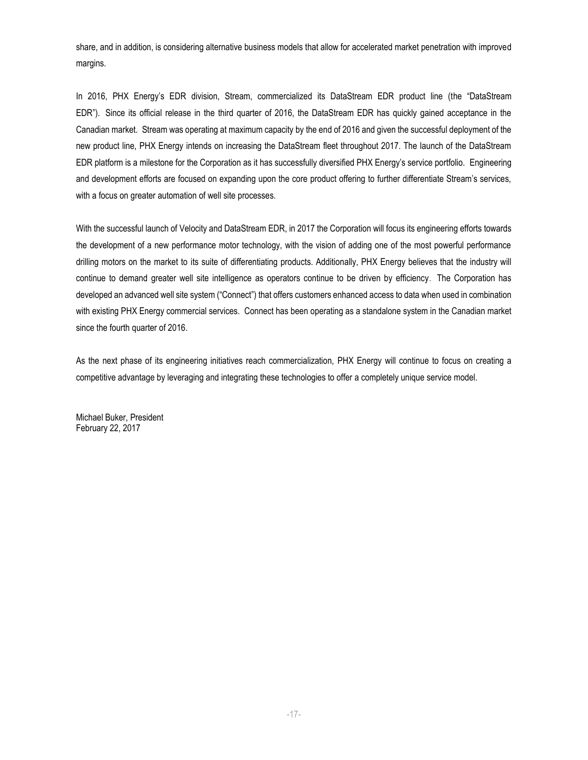share, and in addition, is considering alternative business models that allow for accelerated market penetration with improved margins.

In 2016, PHX Energy's EDR division, Stream, commercialized its DataStream EDR product line (the "DataStream EDR"). Since its official release in the third quarter of 2016, the DataStream EDR has quickly gained acceptance in the Canadian market. Stream was operating at maximum capacity by the end of 2016 and given the successful deployment of the new product line, PHX Energy intends on increasing the DataStream fleet throughout 2017. The launch of the DataStream EDR platform is a milestone for the Corporation as it has successfully diversified PHX Energy's service portfolio. Engineering and development efforts are focused on expanding upon the core product offering to further differentiate Stream's services, with a focus on greater automation of well site processes.

With the successful launch of Velocity and DataStream EDR, in 2017 the Corporation will focus its engineering efforts towards the development of a new performance motor technology, with the vision of adding one of the most powerful performance drilling motors on the market to its suite of differentiating products. Additionally, PHX Energy believes that the industry will continue to demand greater well site intelligence as operators continue to be driven by efficiency. The Corporation has developed an advanced well site system ("Connect") that offers customers enhanced access to data when used in combination with existing PHX Energy commercial services. Connect has been operating as a standalone system in the Canadian market since the fourth quarter of 2016.

As the next phase of its engineering initiatives reach commercialization, PHX Energy will continue to focus on creating a competitive advantage by leveraging and integrating these technologies to offer a completely unique service model.

Michael Buker, President
February 22, 2017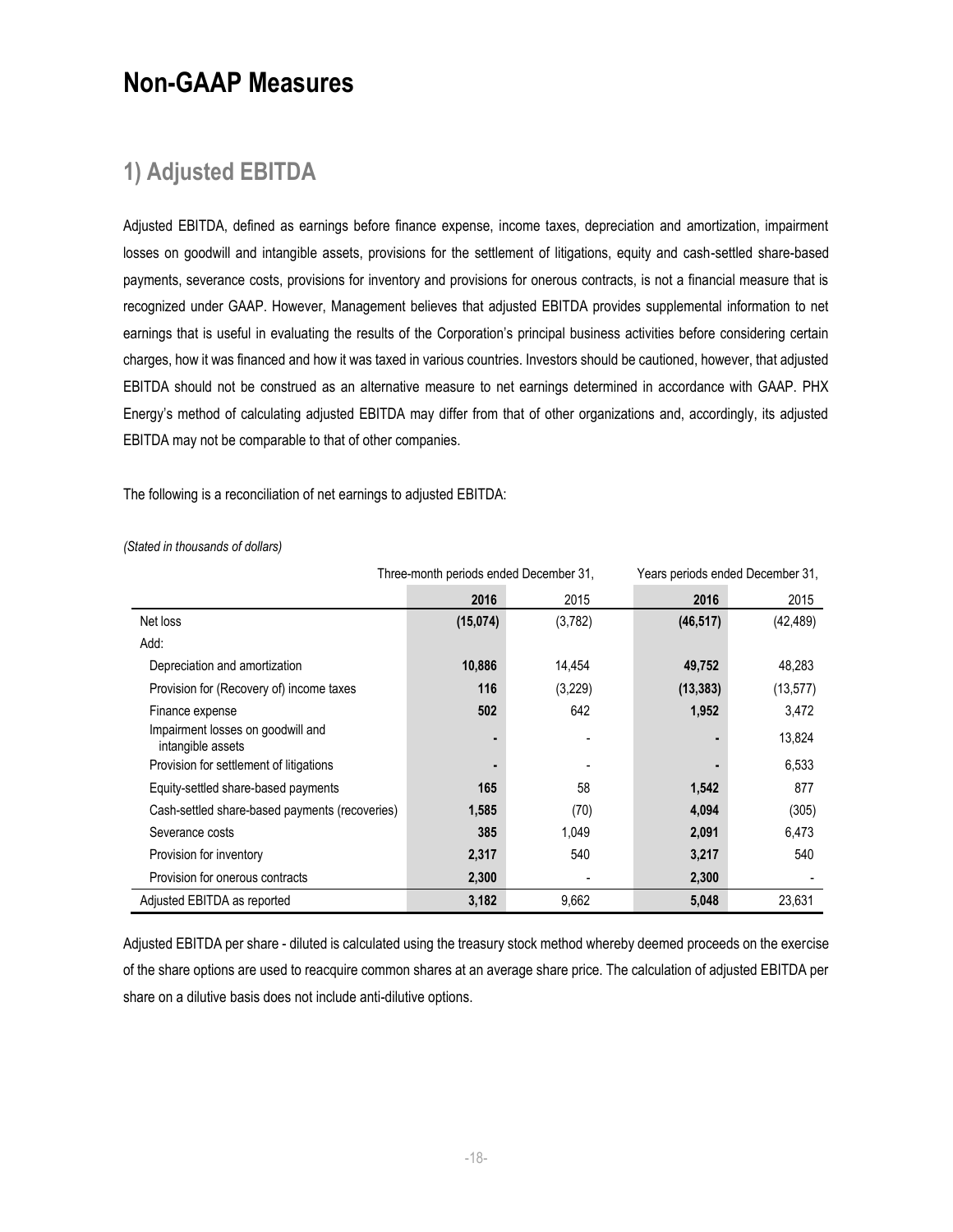# Non-GAAP Measures

## 1) Adjusted EBITDA

Adjusted EBITDA, defined as earnings before finance expense, income taxes, depreciation and amortization, impairment losses on goodwill and intangible assets, provisions for the settlement of litigations, equity and cash-settled share-based payments, severance costs, provisions for inventory and provisions for onerous contracts, is not a financial measure that is recognized under GAAP. However, Management believes that adjusted EBITDA provides supplemental information to net earnings that is useful in evaluating the results of the Corporation's principal business activities before considering certain charges, how it was financed and how it was taxed in various countries. Investors should be cautioned, however, that adjusted EBITDA should not be construed as an alternative measure to net earnings determined in accordance with GAAP. PHX Energy's method of calculating adjusted EBITDA may differ from that of other organizations and, accordingly, its adjusted EBITDA may not be comparable to that of other companies.

The following is a reconciliation of net earnings to adjusted EBITDA:

*(Stated in thousands of dollars)*

| | Three-month periods ended December 31, | | Years periods ended December 31, | |
|---|---|---|---|---|
| | **2016** | 2015 | **2016** | 2015 |
| Net loss | **(15,074)** | (3,782) | **(46,517)** | (42,489) |
| Add: | | | | |
| Depreciation and amortization | **10,886** | 14,454 | **49,752** | 48,283 |
| Provision for (Recovery of) income taxes | **116** | (3,229) | **(13,383)** | (13,577) |
| Finance expense | **502** | 642 | **1,952** | 3,472 |
| Impairment losses on goodwill and intangible assets | **-** | - | **-** | 13,824 |
| Provision for settlement of litigations | **-** | - | **-** | 6,533 |
| Equity-settled share-based payments | **165** | 58 | **1,542** | 877 |
| Cash-settled share-based payments (recoveries) | **1,585** | (70) | **4,094** | (305) |
| Severance costs | **385** | 1,049 | **2,091** | 6,473 |
| Provision for inventory | **2,317** | 540 | **3,217** | 540 |
| Provision for onerous contracts | **2,300** | - | **2,300** | - |
| Adjusted EBITDA as reported | **3,182** | 9,662 | **5,048** | 23,631 |

Adjusted EBITDA per share - diluted is calculated using the treasury stock method whereby deemed proceeds on the exercise of the share options are used to reacquire common shares at an average share price. The calculation of adjusted EBITDA per share on a dilutive basis does not include anti-dilutive options.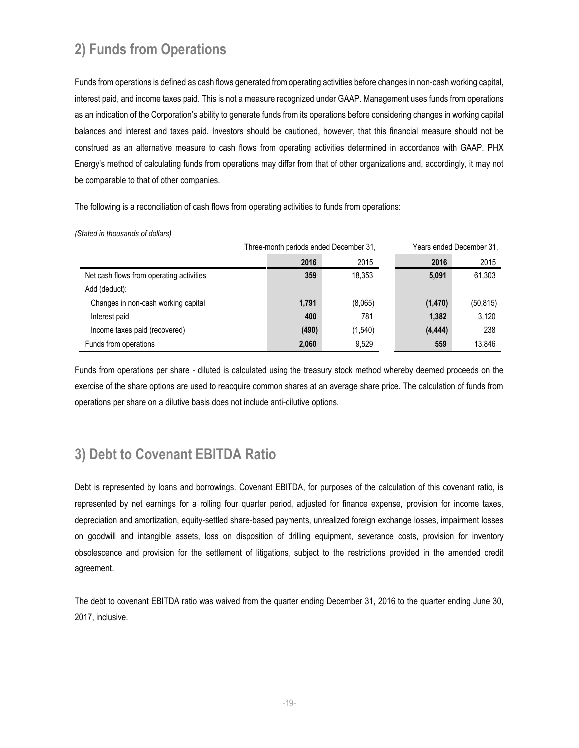## 2) Funds from Operations

Funds from operations is defined as cash flows generated from operating activities before changes in non-cash working capital, interest paid, and income taxes paid. This is not a measure recognized under GAAP. Management uses funds from operations as an indication of the Corporation's ability to generate funds from its operations before considering changes in working capital balances and interest and taxes paid. Investors should be cautioned, however, that this financial measure should not be construed as an alternative measure to cash flows from operating activities determined in accordance with GAAP. PHX Energy's method of calculating funds from operations may differ from that of other organizations and, accordingly, it may not be comparable to that of other companies.

The following is a reconciliation of cash flows from operating activities to funds from operations:

*(Stated in thousands of dollars)*

| | Three-month periods ended December 31, | | Years ended December 31, | |
|---|---|---|---|---|
| | **2016** | 2015 | **2016** | 2015 |
| Net cash flows from operating activities | **359** | 18,353 | **5,091** | 61,303 |
| Add (deduct): | | | | |
| Changes in non-cash working capital | **1,791** | (8,065) | **(1,470)** | (50,815) |
| Interest paid | **400** | 781 | **1,382** | 3,120 |
| Income taxes paid (recovered) | **(490)** | (1,540) | **(4,444)** | 238 |
| Funds from operations | **2,060** | 9,529 | **559** | 13,846 |

Funds from operations per share - diluted is calculated using the treasury stock method whereby deemed proceeds on the exercise of the share options are used to reacquire common shares at an average share price. The calculation of funds from operations per share on a dilutive basis does not include anti-dilutive options.

## 3) Debt to Covenant EBITDA Ratio

Debt is represented by loans and borrowings. Covenant EBITDA, for purposes of the calculation of this covenant ratio, is represented by net earnings for a rolling four quarter period, adjusted for finance expense, provision for income taxes, depreciation and amortization, equity-settled share-based payments, unrealized foreign exchange losses, impairment losses on goodwill and intangible assets, loss on disposition of drilling equipment, severance costs, provision for inventory obsolescence and provision for the settlement of litigations, subject to the restrictions provided in the amended credit agreement.

The debt to covenant EBITDA ratio was waived from the quarter ending December 31, 2016 to the quarter ending June 30, 2017, inclusive.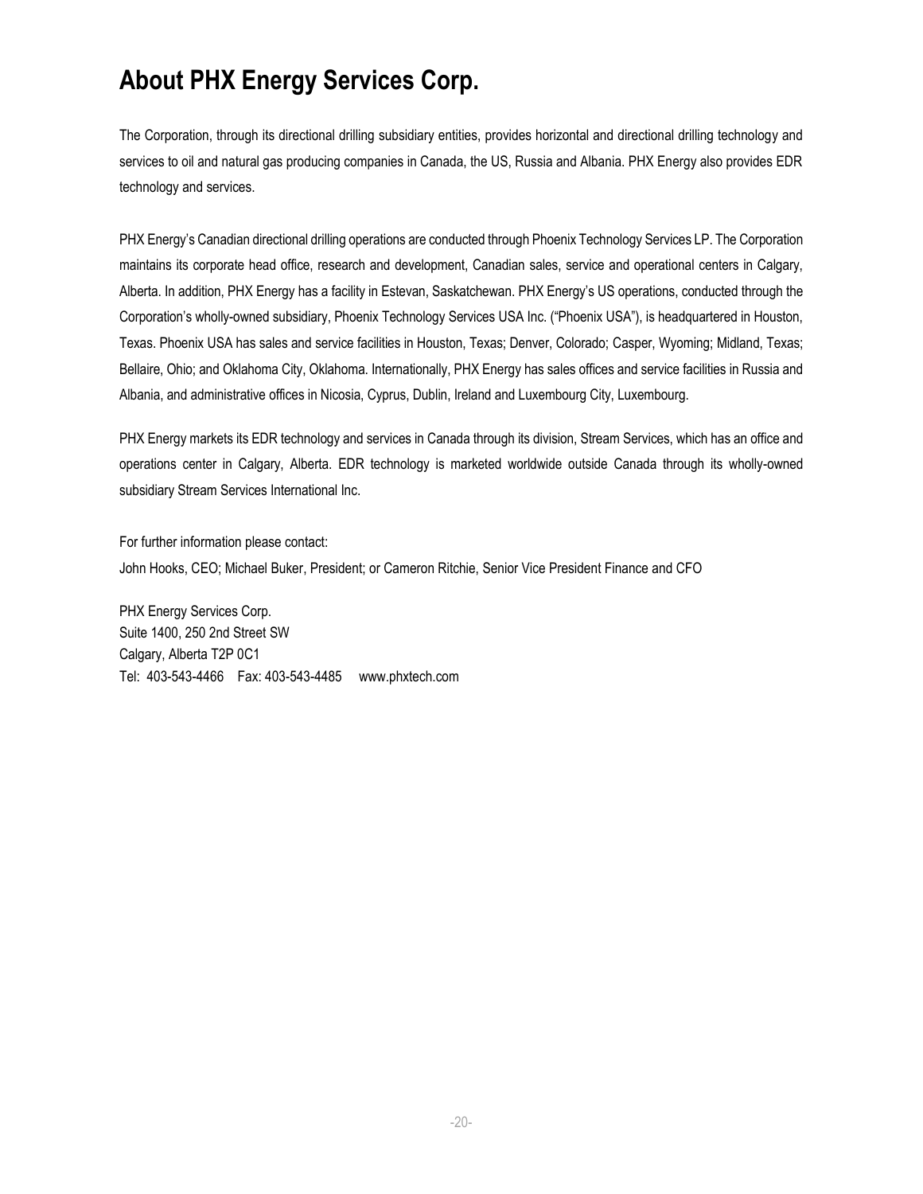# About PHX Energy Services Corp.

The Corporation, through its directional drilling subsidiary entities, provides horizontal and directional drilling technology and services to oil and natural gas producing companies in Canada, the US, Russia and Albania. PHX Energy also provides EDR technology and services.

PHX Energy's Canadian directional drilling operations are conducted through Phoenix Technology Services LP. The Corporation maintains its corporate head office, research and development, Canadian sales, service and operational centers in Calgary, Alberta. In addition, PHX Energy has a facility in Estevan, Saskatchewan. PHX Energy's US operations, conducted through the Corporation's wholly-owned subsidiary, Phoenix Technology Services USA Inc. ("Phoenix USA"), is headquartered in Houston, Texas. Phoenix USA has sales and service facilities in Houston, Texas; Denver, Colorado; Casper, Wyoming; Midland, Texas; Bellaire, Ohio; and Oklahoma City, Oklahoma. Internationally, PHX Energy has sales offices and service facilities in Russia and Albania, and administrative offices in Nicosia, Cyprus, Dublin, Ireland and Luxembourg City, Luxembourg.

PHX Energy markets its EDR technology and services in Canada through its division, Stream Services, which has an office and operations center in Calgary, Alberta. EDR technology is marketed worldwide outside Canada through its wholly-owned subsidiary Stream Services International Inc.

For further information please contact:
John Hooks, CEO; Michael Buker, President; or Cameron Ritchie, Senior Vice President Finance and CFO

PHX Energy Services Corp.
Suite 1400, 250 2nd Street SW
Calgary, Alberta T2P 0C1
Tel: 403-543-4466 Fax: 403-543-4485 www.phxtech.com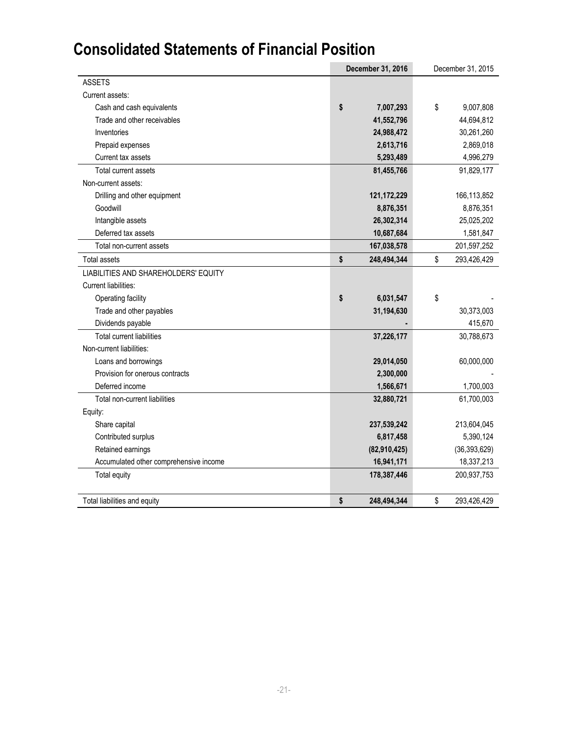# Consolidated Statements of Financial Position

| | December 31, 2016 | December 31, 2015 |
|---|---|---|
| ASSETS | | |
| Current assets: | | |
| Cash and cash equivalents | $ 7,007,293 | $ 9,007,808 |
| Trade and other receivables | 41,552,796 | 44,694,812 |
| Inventories | 24,988,472 | 30,261,260 |
| Prepaid expenses | 2,613,716 | 2,869,018 |
| Current tax assets | 5,293,489 | 4,996,279 |
| Total current assets | 81,455,766 | 91,829,177 |
| Non-current assets: | | |
| Drilling and other equipment | 121,172,229 | 166,113,852 |
| Goodwill | 8,876,351 | 8,876,351 |
| Intangible assets | 26,302,314 | 25,025,202 |
| Deferred tax assets | 10,687,684 | 1,581,847 |
| Total non-current assets | 167,038,578 | 201,597,252 |
| Total assets | $ 248,494,344 | $ 293,426,429 |
| LIABILITIES AND SHAREHOLDERS' EQUITY | | |
| Current liabilities: | | |
| Operating facility | $ 6,031,547 | $ - |
| Trade and other payables | 31,194,630 | 30,373,003 |
| Dividends payable | - | 415,670 |
| Total current liabilities | 37,226,177 | 30,788,673 |
| Non-current liabilities: | | |
| Loans and borrowings | 29,014,050 | 60,000,000 |
| Provision for onerous contracts | 2,300,000 | - |
| Deferred income | 1,566,671 | 1,700,003 |
| Total non-current liabilities | 32,880,721 | 61,700,003 |
| Equity: | | |
| Share capital | 237,539,242 | 213,604,045 |
| Contributed surplus | 6,817,458 | 5,390,124 |
| Retained earnings | (82,910,425) | (36,393,629) |
| Accumulated other comprehensive income | 16,941,171 | 18,337,213 |
| Total equity | 178,387,446 | 200,937,753 |
| Total liabilities and equity | $ 248,494,344 | $ 293,426,429 |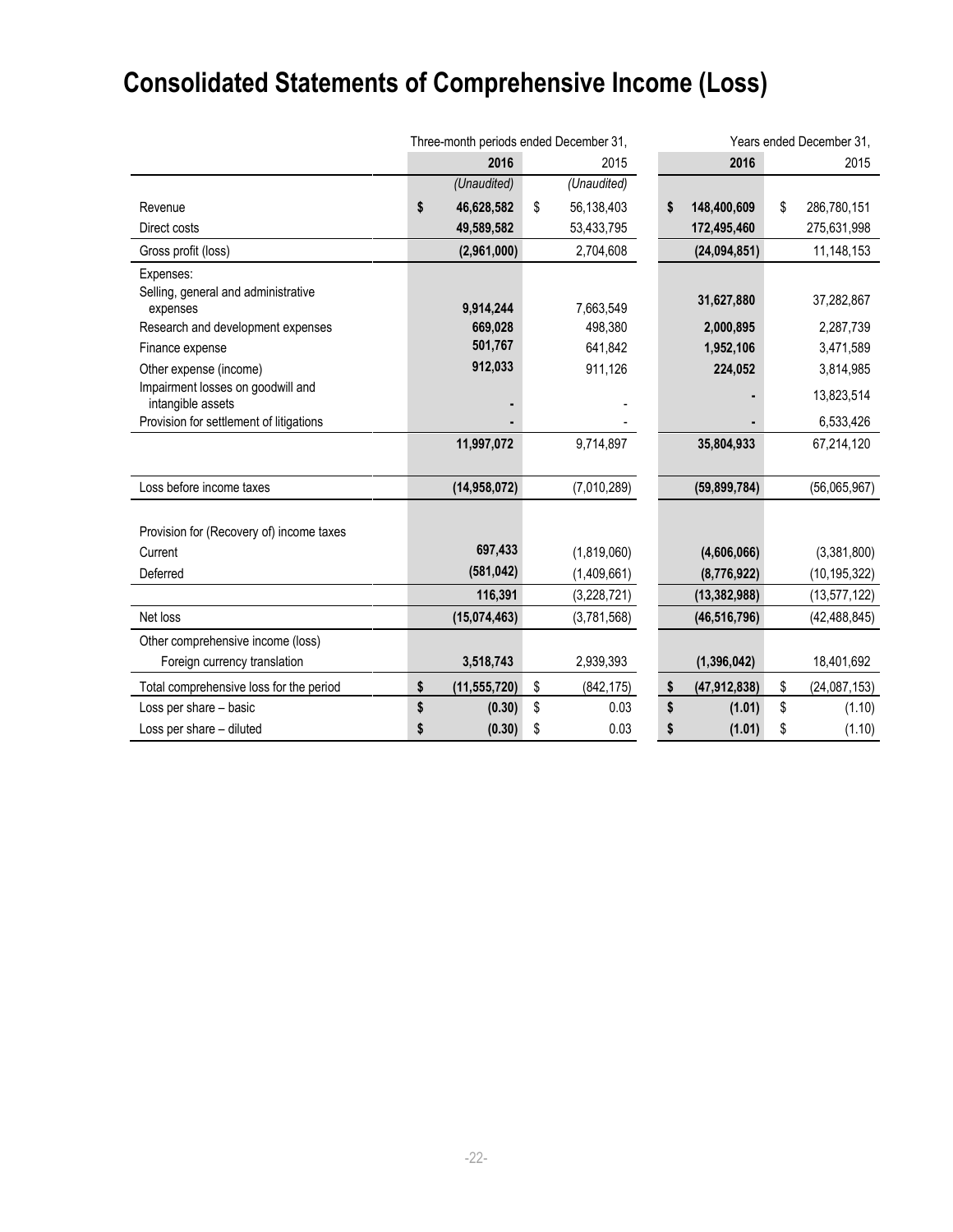# Consolidated Statements of Comprehensive Income (Loss)

| | Three-month periods ended December 31, | | Years ended December 31, | |
|---|---|---|---|---|
| | **2016** | 2015 | **2016** | 2015 |
| | *(Unaudited)* | *(Unaudited)* | | |
| Revenue | **$ 46,628,582** | $ 56,138,403 | **$ 148,400,609** | $ 286,780,151 |
| Direct costs | **49,589,582** | 53,433,795 | **172,495,460** | 275,631,998 |
| Gross profit (loss) | **(2,961,000)** | 2,704,608 | **(24,094,851)** | 11,148,153 |
| Expenses: | | | | |
| Selling, general and administrative expenses | **9,914,244** | 7,663,549 | **31,627,880** | 37,282,867 |
| Research and development expenses | **669,028** | 498,380 | **2,000,895** | 2,287,739 |
| Finance expense | **501,767** | 641,842 | **1,952,106** | 3,471,589 |
| Other expense (income) | **912,033** | 911,126 | **224,052** | 3,814,985 |
| Impairment losses on goodwill and intangible assets | **-** | - | **-** | 13,823,514 |
| Provision for settlement of litigations | **-** | - | **-** | 6,533,426 |
| | **11,997,072** | 9,714,897 | **35,804,933** | 67,214,120 |
| Loss before income taxes | **(14,958,072)** | (7,010,289) | **(59,899,784)** | (56,065,967) |
| Provision for (Recovery of) income taxes | | | | |
| Current | **697,433** | (1,819,060) | **(4,606,066)** | (3,381,800) |
| Deferred | **(581,042)** | (1,409,661) | **(8,776,922)** | (10,195,322) |
| | **116,391** | (3,228,721) | **(13,382,988)** | (13,577,122) |
| Net loss | **(15,074,463)** | (3,781,568) | **(46,516,796)** | (42,488,845) |
| Other comprehensive income (loss) | | | | |
| Foreign currency translation | **3,518,743** | 2,939,393 | **(1,396,042)** | 18,401,692 |
| Total comprehensive loss for the period | **$ (11,555,720)** | $ (842,175) | **$ (47,912,838)** | $ (24,087,153) |
| Loss per share – basic | **$ (0.30)** | $ 0.03 | **$ (1.01)** | $ (1.10) |
| Loss per share – diluted | **$ (0.30)** | $ 0.03 | **$ (1.01)** | $ (1.10) |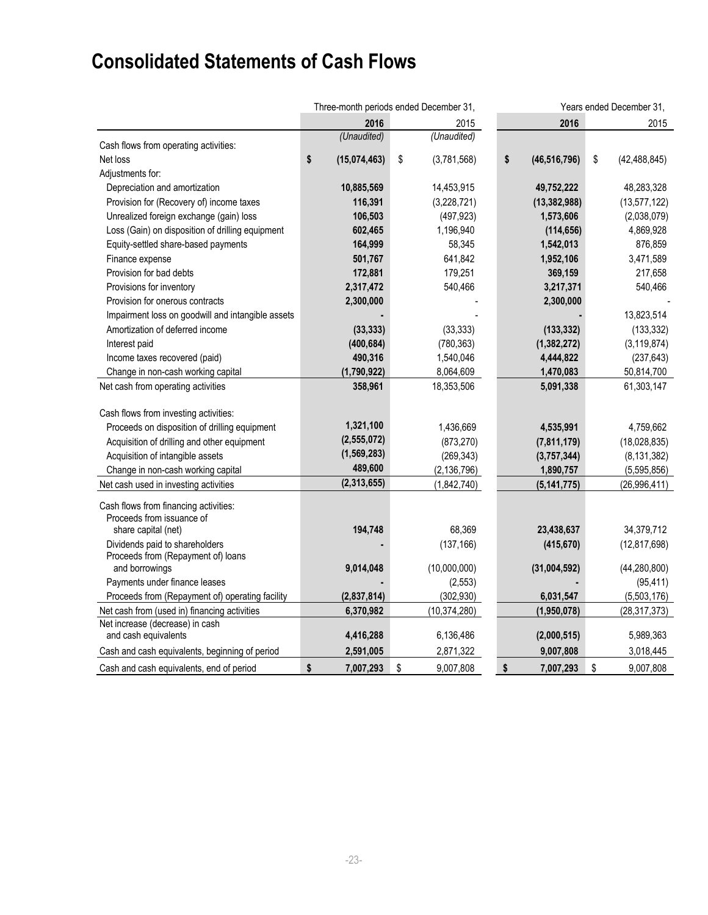# Consolidated Statements of Cash Flows

| | Three-month periods ended December 31, | | Years ended December 31, | |
|---|---|---|---|---|
| | **2016** | 2015 | **2016** | 2015 |
| | *(Unaudited)* | *(Unaudited)* | | |
| Cash flows from operating activities: | | | | |
| Net loss | **$ (15,074,463)** | $ (3,781,568) | **$ (46,516,796)** | $ (42,488,845) |
| Adjustments for: | | | | |
| Depreciation and amortization | **10,885,569** | 14,453,915 | **49,752,222** | 48,283,328 |
| Provision for (Recovery of) income taxes | **116,391** | (3,228,721) | **(13,382,988)** | (13,577,122) |
| Unrealized foreign exchange (gain) loss | **106,503** | (497,923) | **1,573,606** | (2,038,079) |
| Loss (Gain) on disposition of drilling equipment | **602,465** | 1,196,940 | **(114,656)** | 4,869,928 |
| Equity-settled share-based payments | **164,999** | 58,345 | **1,542,013** | 876,859 |
| Finance expense | **501,767** | 641,842 | **1,952,106** | 3,471,589 |
| Provision for bad debts | **172,881** | 179,251 | **369,159** | 217,658 |
| Provisions for inventory | **2,317,472** | 540,466 | **3,217,371** | 540,466 |
| Provision for onerous contracts | **2,300,000** | - | **2,300,000** | - |
| Impairment loss on goodwill and intangible assets | **-** | - | **-** | 13,823,514 |
| Amortization of deferred income | **(33,333)** | (33,333) | **(133,332)** | (133,332) |
| Interest paid | **(400,684)** | (780,363) | **(1,382,272)** | (3,119,874) |
| Income taxes recovered (paid) | **490,316** | 1,540,046 | **4,444,822** | (237,643) |
| Change in non-cash working capital | **(1,790,922)** | 8,064,609 | **1,470,083** | 50,814,700 |
| Net cash from operating activities | **358,961** | 18,353,506 | **5,091,338** | 61,303,147 |
| Cash flows from investing activities: | | | | |
| Proceeds on disposition of drilling equipment | **1,321,100** | 1,436,669 | **4,535,991** | 4,759,662 |
| Acquisition of drilling and other equipment | **(2,555,072)** | (873,270) | **(7,811,179)** | (18,028,835) |
| Acquisition of intangible assets | **(1,569,283)** | (269,343) | **(3,757,344)** | (8,131,382) |
| Change in non-cash working capital | **489,600** | (2,136,796) | **1,890,757** | (5,595,856) |
| Net cash used in investing activities | **(2,313,655)** | (1,842,740) | **(5,141,775)** | (26,996,411) |
| Cash flows from financing activities: | | | | |
| Proceeds from issuance of share capital (net) | **194,748** | 68,369 | **23,438,637** | 34,379,712 |
| Dividends paid to shareholders | **-** | (137,166) | **(415,670)** | (12,817,698) |
| Proceeds from (Repayment of) loans and borrowings | **9,014,048** | (10,000,000) | **(31,004,592)** | (44,280,800) |
| Payments under finance leases | **-** | (2,553) | **-** | (95,411) |
| Proceeds from (Repayment of) operating facility | **(2,837,814)** | (302,930) | **6,031,547** | (5,503,176) |
| Net cash from (used in) financing activities | **6,370,982** | (10,374,280) | **(1,950,078)** | (28,317,373) |
| Net increase (decrease) in cash and cash equivalents | **4,416,288** | 6,136,486 | **(2,000,515)** | 5,989,363 |
| Cash and cash equivalents, beginning of period | **2,591,005** | 2,871,322 | **9,007,808** | 3,018,445 |
| Cash and cash equivalents, end of period | **$ 7,007,293** | $ 9,007,808 | **$ 7,007,293** | $ 9,007,808 |